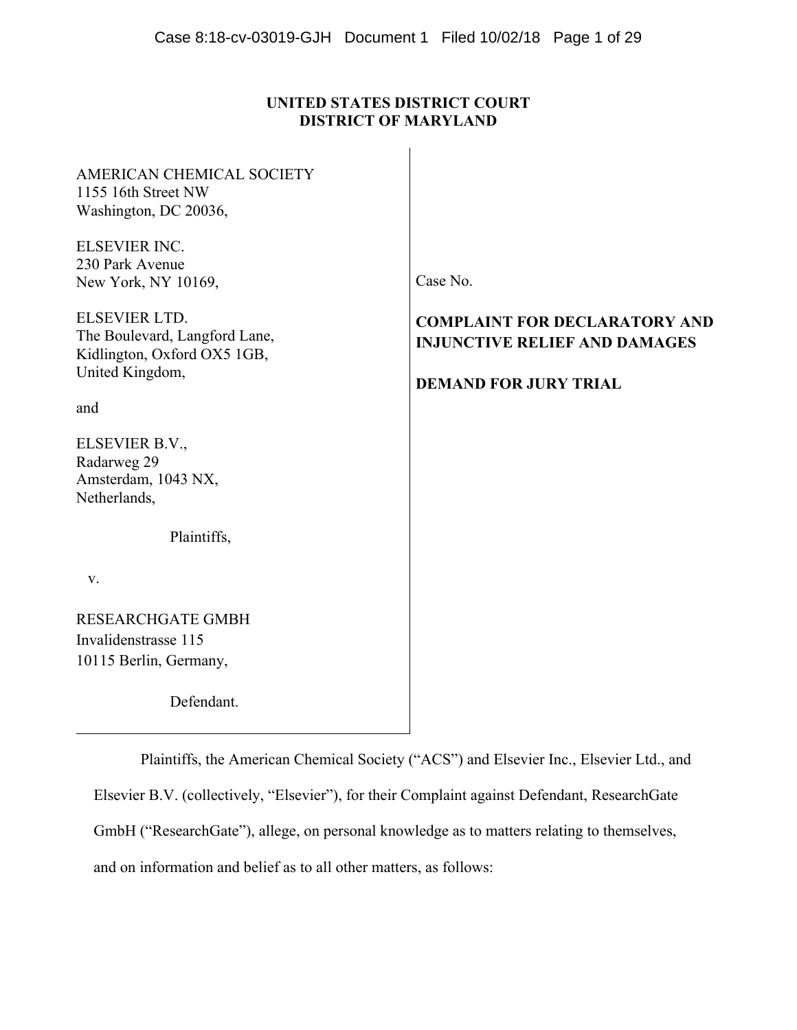**UNITED STATES DISTRICT COURT**
**DISTRICT OF MARYLAND**

| | |
|---|---|
| AMERICAN CHEMICAL SOCIETY<br>1155 16th Street NW<br>Washington, DC 20036,<br><br>ELSEVIER INC.<br>230 Park Avenue<br>New York, NY 10169,<br><br>ELSEVIER LTD.<br>The Boulevard, Langford Lane,<br>Kidlington, Oxford OX5 1GB,<br>United Kingdom,<br><br>and<br><br>ELSEVIER B.V.,<br>Radarweg 29<br>Amsterdam, 1043 NX,<br>Netherlands,<br><br>Plaintiffs,<br><br>v.<br><br>RESEARCHGATE GMBH<br>Invalidenstrasse 115<br>10115 Berlin, Germany,<br><br>Defendant. | Case No.<br><br>**COMPLAINT FOR DECLARATORY AND INJUNCTIVE RELIEF AND DAMAGES**<br><br>**DEMAND FOR JURY TRIAL** |

Plaintiffs, the American Chemical Society ("ACS") and Elsevier Inc., Elsevier Ltd., and Elsevier B.V. (collectively, "Elsevier"), for their Complaint against Defendant, ResearchGate GmbH ("ResearchGate"), allege, on personal knowledge as to matters relating to themselves, and on information and belief as to all other matters, as follows: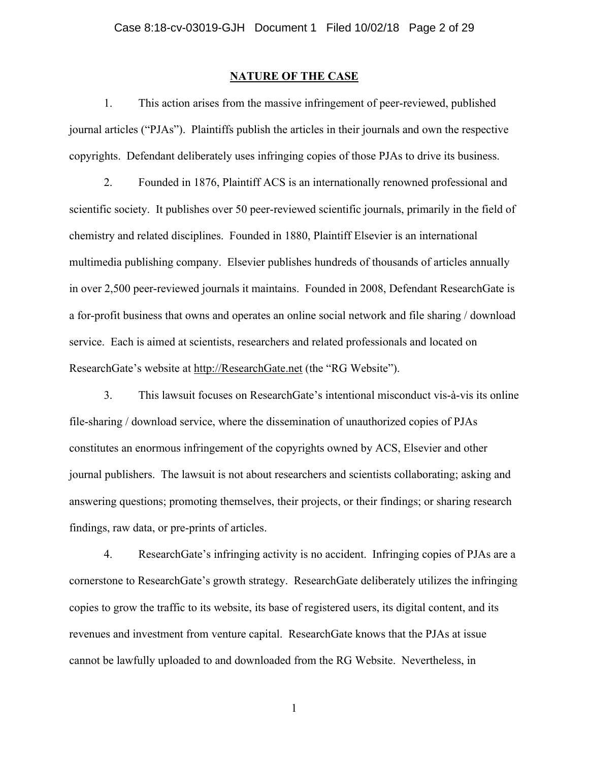## NATURE OF THE CASE

1. This action arises from the massive infringement of peer-reviewed, published journal articles ("PJAs"). Plaintiffs publish the articles in their journals and own the respective copyrights. Defendant deliberately uses infringing copies of those PJAs to drive its business.

2. Founded in 1876, Plaintiff ACS is an internationally renowned professional and scientific society. It publishes over 50 peer-reviewed scientific journals, primarily in the field of chemistry and related disciplines. Founded in 1880, Plaintiff Elsevier is an international multimedia publishing company. Elsevier publishes hundreds of thousands of articles annually in over 2,500 peer-reviewed journals it maintains. Founded in 2008, Defendant ResearchGate is a for-profit business that owns and operates an online social network and file sharing / download service. Each is aimed at scientists, researchers and related professionals and located on ResearchGate's website at http://ResearchGate.net (the "RG Website").

3. This lawsuit focuses on ResearchGate's intentional misconduct vis-à-vis its online file-sharing / download service, where the dissemination of unauthorized copies of PJAs constitutes an enormous infringement of the copyrights owned by ACS, Elsevier and other journal publishers. The lawsuit is not about researchers and scientists collaborating; asking and answering questions; promoting themselves, their projects, or their findings; or sharing research findings, raw data, or pre-prints of articles.

4. ResearchGate's infringing activity is no accident. Infringing copies of PJAs are a cornerstone to ResearchGate's growth strategy. ResearchGate deliberately utilizes the infringing copies to grow the traffic to its website, its base of registered users, its digital content, and its revenues and investment from venture capital. ResearchGate knows that the PJAs at issue cannot be lawfully uploaded to and downloaded from the RG Website. Nevertheless, in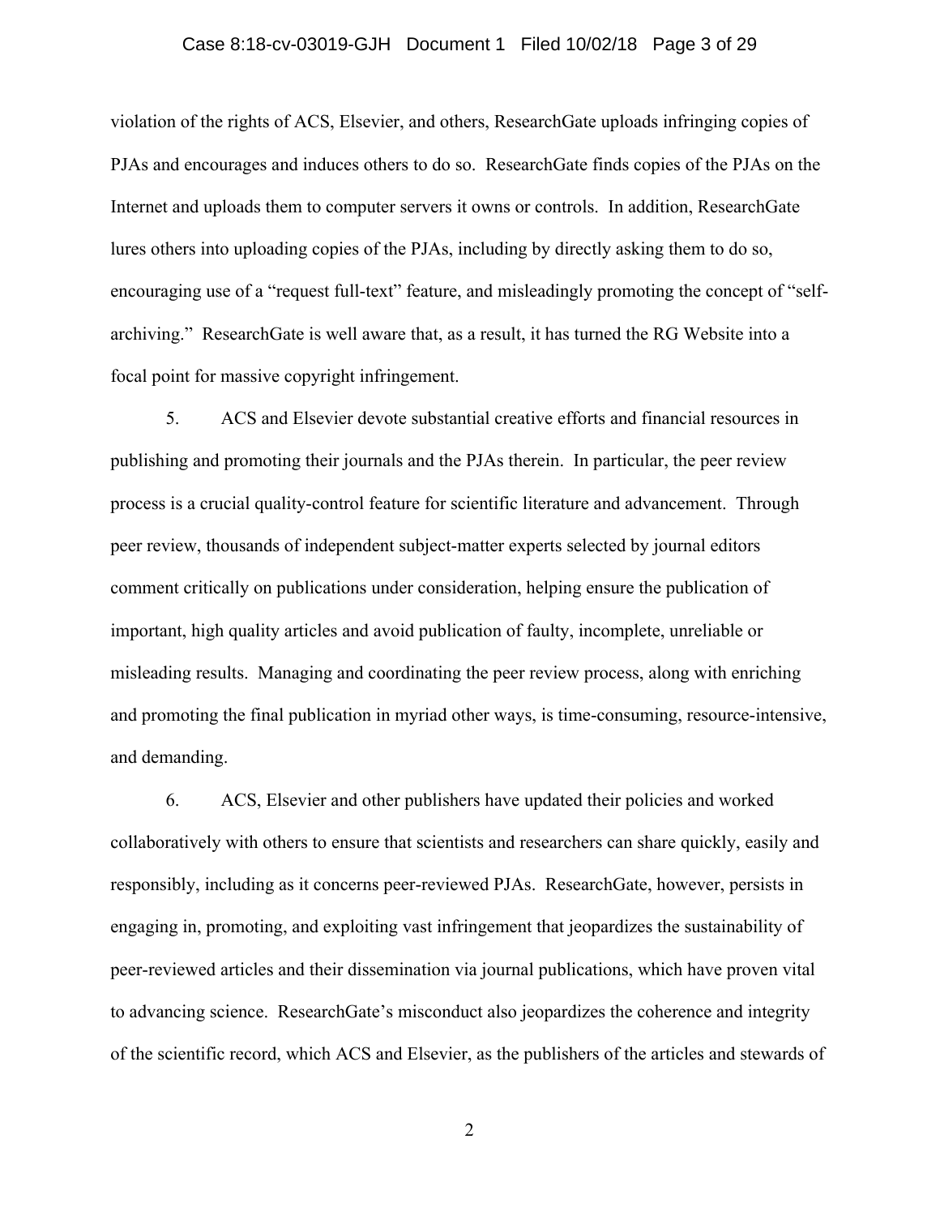violation of the rights of ACS, Elsevier, and others, ResearchGate uploads infringing copies of PJAs and encourages and induces others to do so. ResearchGate finds copies of the PJAs on the Internet and uploads them to computer servers it owns or controls. In addition, ResearchGate lures others into uploading copies of the PJAs, including by directly asking them to do so, encouraging use of a "request full-text" feature, and misleadingly promoting the concept of "self-archiving." ResearchGate is well aware that, as a result, it has turned the RG Website into a focal point for massive copyright infringement.

5. ACS and Elsevier devote substantial creative efforts and financial resources in publishing and promoting their journals and the PJAs therein. In particular, the peer review process is a crucial quality-control feature for scientific literature and advancement. Through peer review, thousands of independent subject-matter experts selected by journal editors comment critically on publications under consideration, helping ensure the publication of important, high quality articles and avoid publication of faulty, incomplete, unreliable or misleading results. Managing and coordinating the peer review process, along with enriching and promoting the final publication in myriad other ways, is time-consuming, resource-intensive, and demanding.

6. ACS, Elsevier and other publishers have updated their policies and worked collaboratively with others to ensure that scientists and researchers can share quickly, easily and responsibly, including as it concerns peer-reviewed PJAs. ResearchGate, however, persists in engaging in, promoting, and exploiting vast infringement that jeopardizes the sustainability of peer-reviewed articles and their dissemination via journal publications, which have proven vital to advancing science. ResearchGate's misconduct also jeopardizes the coherence and integrity of the scientific record, which ACS and Elsevier, as the publishers of the articles and stewards of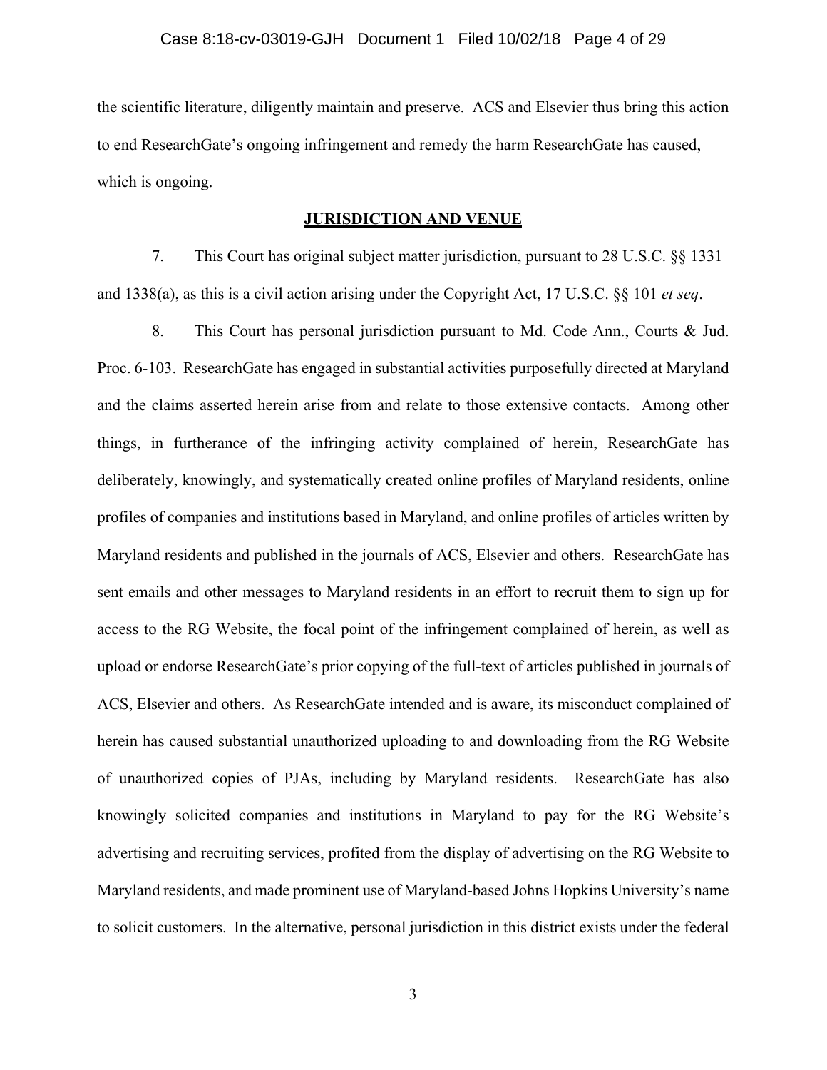the scientific literature, diligently maintain and preserve. ACS and Elsevier thus bring this action to end ResearchGate's ongoing infringement and remedy the harm ResearchGate has caused, which is ongoing.

## JURISDICTION AND VENUE

7. This Court has original subject matter jurisdiction, pursuant to 28 U.S.C. §§ 1331 and 1338(a), as this is a civil action arising under the Copyright Act, 17 U.S.C. §§ 101 *et seq*.

8. This Court has personal jurisdiction pursuant to Md. Code Ann., Courts & Jud. Proc. 6-103. ResearchGate has engaged in substantial activities purposefully directed at Maryland and the claims asserted herein arise from and relate to those extensive contacts. Among other things, in furtherance of the infringing activity complained of herein, ResearchGate has deliberately, knowingly, and systematically created online profiles of Maryland residents, online profiles of companies and institutions based in Maryland, and online profiles of articles written by Maryland residents and published in the journals of ACS, Elsevier and others. ResearchGate has sent emails and other messages to Maryland residents in an effort to recruit them to sign up for access to the RG Website, the focal point of the infringement complained of herein, as well as upload or endorse ResearchGate's prior copying of the full-text of articles published in journals of ACS, Elsevier and others. As ResearchGate intended and is aware, its misconduct complained of herein has caused substantial unauthorized uploading to and downloading from the RG Website of unauthorized copies of PJAs, including by Maryland residents. ResearchGate has also knowingly solicited companies and institutions in Maryland to pay for the RG Website's advertising and recruiting services, profited from the display of advertising on the RG Website to Maryland residents, and made prominent use of Maryland-based Johns Hopkins University's name to solicit customers. In the alternative, personal jurisdiction in this district exists under the federal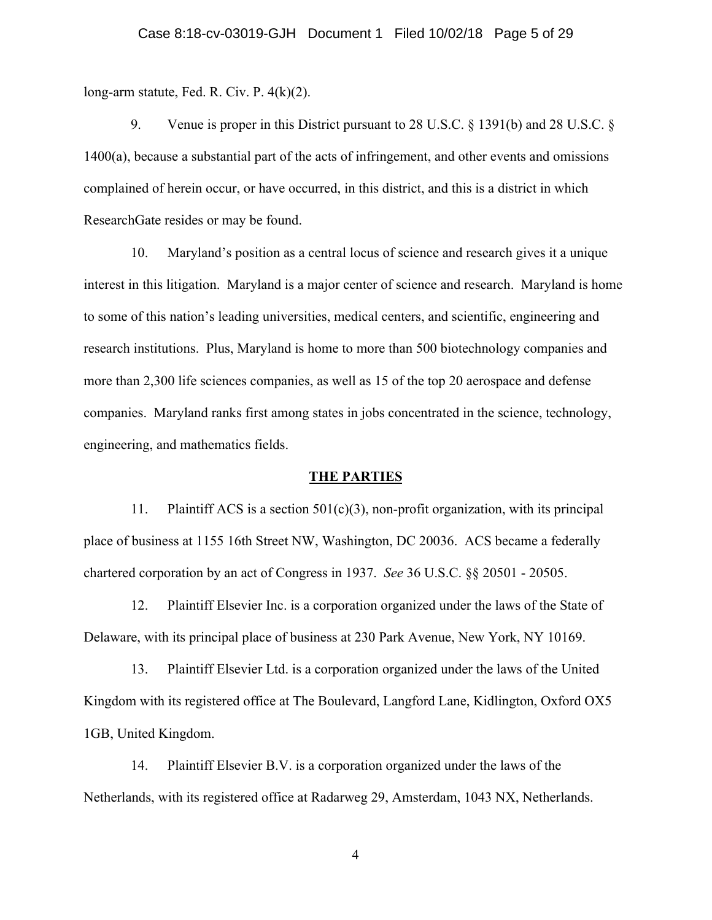long-arm statute, Fed. R. Civ. P. 4(k)(2).

9. Venue is proper in this District pursuant to 28 U.S.C. § 1391(b) and 28 U.S.C. § 1400(a), because a substantial part of the acts of infringement, and other events and omissions complained of herein occur, or have occurred, in this district, and this is a district in which ResearchGate resides or may be found.

10. Maryland's position as a central locus of science and research gives it a unique interest in this litigation. Maryland is a major center of science and research. Maryland is home to some of this nation's leading universities, medical centers, and scientific, engineering and research institutions. Plus, Maryland is home to more than 500 biotechnology companies and more than 2,300 life sciences companies, as well as 15 of the top 20 aerospace and defense companies. Maryland ranks first among states in jobs concentrated in the science, technology, engineering, and mathematics fields.

## THE PARTIES

11. Plaintiff ACS is a section 501(c)(3), non-profit organization, with its principal place of business at 1155 16th Street NW, Washington, DC 20036. ACS became a federally chartered corporation by an act of Congress in 1937. *See* 36 U.S.C. §§ 20501 - 20505.

12. Plaintiff Elsevier Inc. is a corporation organized under the laws of the State of Delaware, with its principal place of business at 230 Park Avenue, New York, NY 10169.

13. Plaintiff Elsevier Ltd. is a corporation organized under the laws of the United Kingdom with its registered office at The Boulevard, Langford Lane, Kidlington, Oxford OX5 1GB, United Kingdom.

14. Plaintiff Elsevier B.V. is a corporation organized under the laws of the Netherlands, with its registered office at Radarweg 29, Amsterdam, 1043 NX, Netherlands.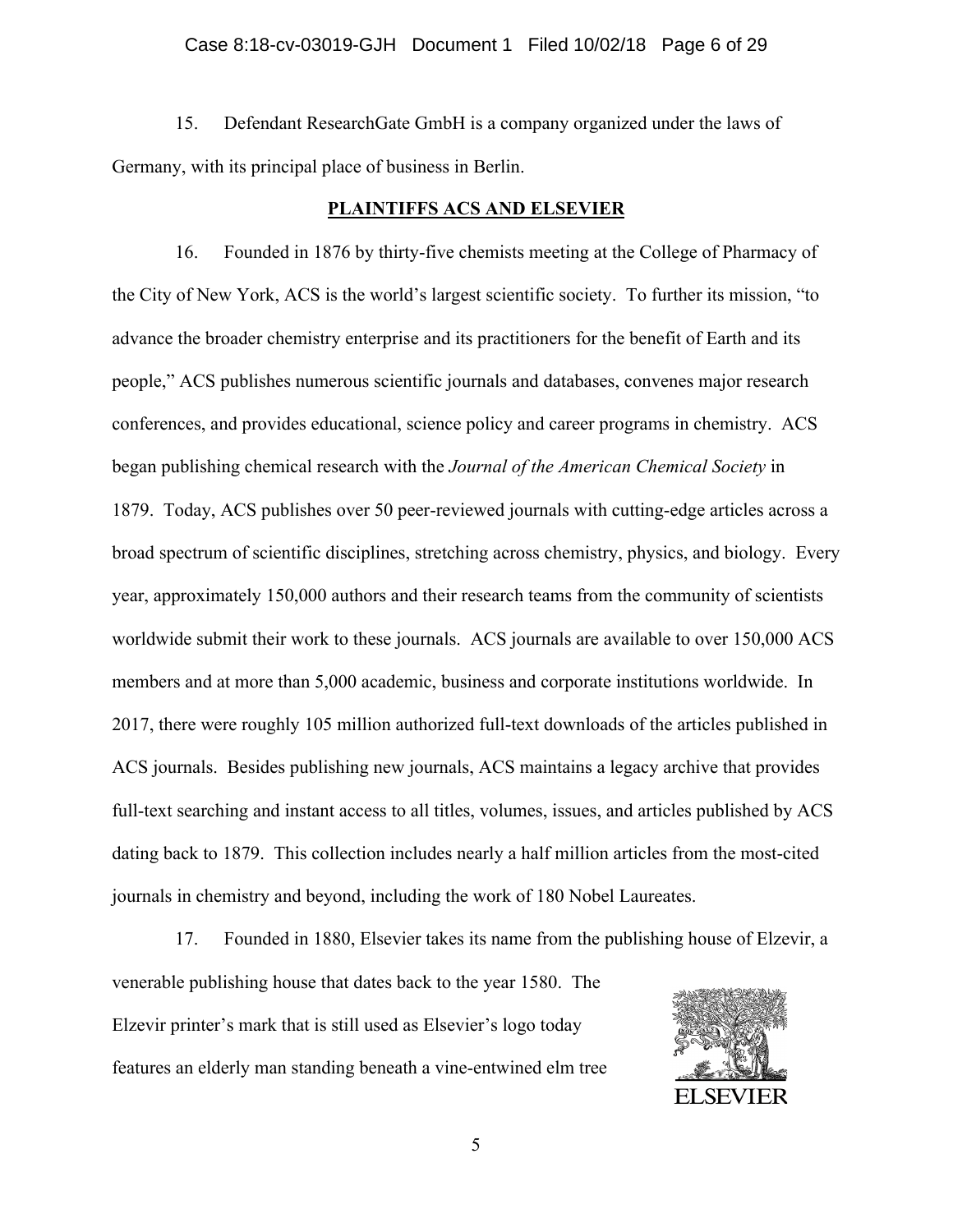15. Defendant ResearchGate GmbH is a company organized under the laws of Germany, with its principal place of business in Berlin.

## PLAINTIFFS ACS AND ELSEVIER

16. Founded in 1876 by thirty-five chemists meeting at the College of Pharmacy of the City of New York, ACS is the world's largest scientific society. To further its mission, "to advance the broader chemistry enterprise and its practitioners for the benefit of Earth and its people," ACS publishes numerous scientific journals and databases, convenes major research conferences, and provides educational, science policy and career programs in chemistry. ACS began publishing chemical research with the *Journal of the American Chemical Society* in 1879. Today, ACS publishes over 50 peer-reviewed journals with cutting-edge articles across a broad spectrum of scientific disciplines, stretching across chemistry, physics, and biology. Every year, approximately 150,000 authors and their research teams from the community of scientists worldwide submit their work to these journals. ACS journals are available to over 150,000 ACS members and at more than 5,000 academic, business and corporate institutions worldwide. In 2017, there were roughly 105 million authorized full-text downloads of the articles published in ACS journals. Besides publishing new journals, ACS maintains a legacy archive that provides full-text searching and instant access to all titles, volumes, issues, and articles published by ACS dating back to 1879. This collection includes nearly a half million articles from the most-cited journals in chemistry and beyond, including the work of 180 Nobel Laureates.

17. Founded in 1880, Elsevier takes its name from the publishing house of Elzevir, a venerable publishing house that dates back to the year 1580. The Elzevir printer's mark that is still used as Elsevier's logo today features an elderly man standing beneath a vine-entwined elm tree

ELSEVIER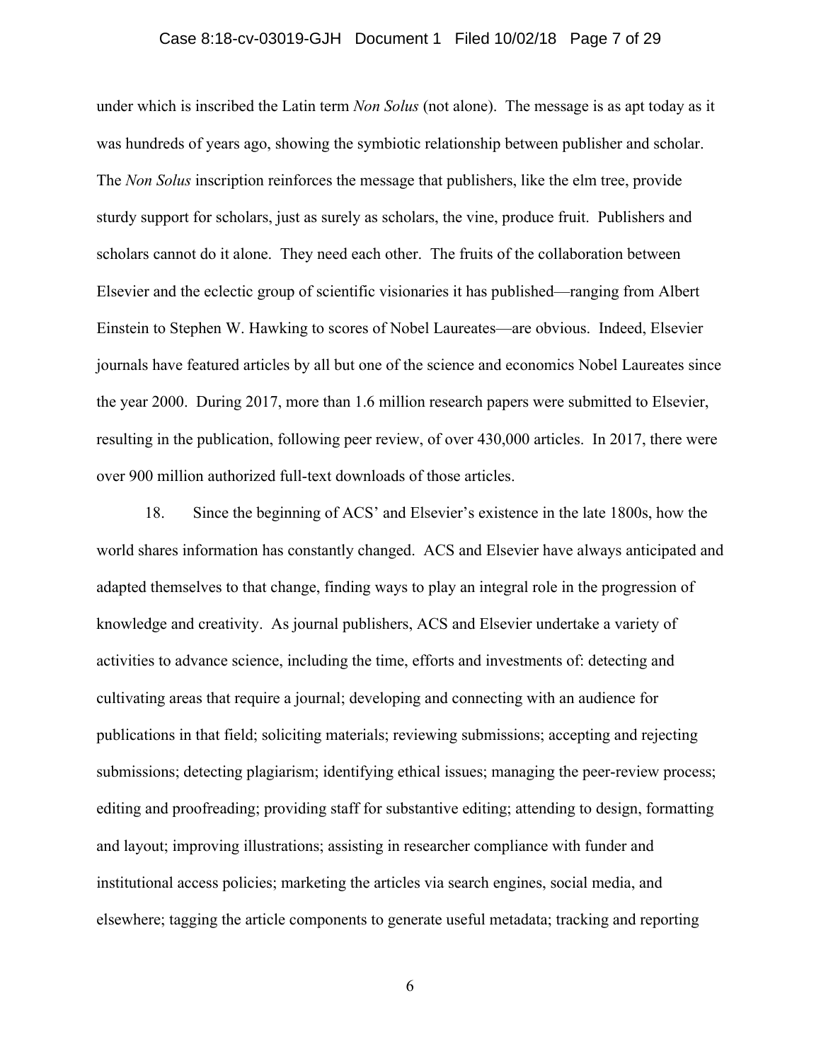under which is inscribed the Latin term *Non Solus* (not alone). The message is as apt today as it was hundreds of years ago, showing the symbiotic relationship between publisher and scholar. The *Non Solus* inscription reinforces the message that publishers, like the elm tree, provide sturdy support for scholars, just as surely as scholars, the vine, produce fruit. Publishers and scholars cannot do it alone. They need each other. The fruits of the collaboration between Elsevier and the eclectic group of scientific visionaries it has published—ranging from Albert Einstein to Stephen W. Hawking to scores of Nobel Laureates—are obvious. Indeed, Elsevier journals have featured articles by all but one of the science and economics Nobel Laureates since the year 2000. During 2017, more than 1.6 million research papers were submitted to Elsevier, resulting in the publication, following peer review, of over 430,000 articles. In 2017, there were over 900 million authorized full-text downloads of those articles.

18. Since the beginning of ACS' and Elsevier's existence in the late 1800s, how the world shares information has constantly changed. ACS and Elsevier have always anticipated and adapted themselves to that change, finding ways to play an integral role in the progression of knowledge and creativity. As journal publishers, ACS and Elsevier undertake a variety of activities to advance science, including the time, efforts and investments of: detecting and cultivating areas that require a journal; developing and connecting with an audience for publications in that field; soliciting materials; reviewing submissions; accepting and rejecting submissions; detecting plagiarism; identifying ethical issues; managing the peer-review process; editing and proofreading; providing staff for substantive editing; attending to design, formatting and layout; improving illustrations; assisting in researcher compliance with funder and institutional access policies; marketing the articles via search engines, social media, and elsewhere; tagging the article components to generate useful metadata; tracking and reporting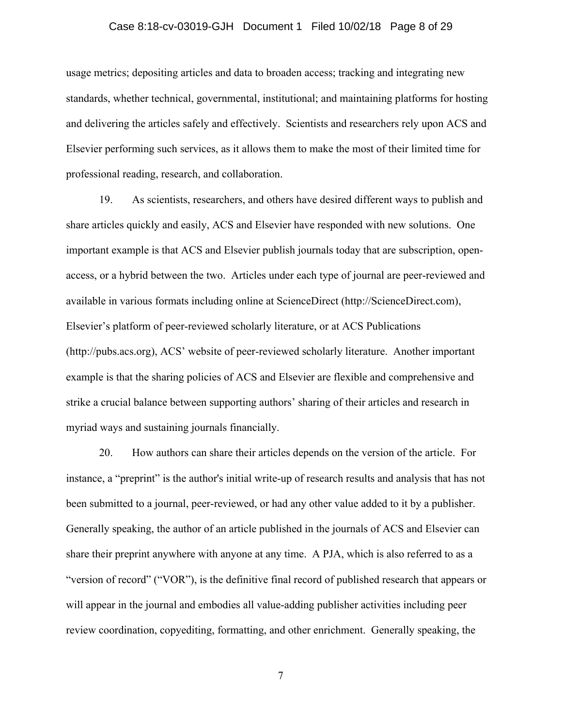usage metrics; depositing articles and data to broaden access; tracking and integrating new standards, whether technical, governmental, institutional; and maintaining platforms for hosting and delivering the articles safely and effectively. Scientists and researchers rely upon ACS and Elsevier performing such services, as it allows them to make the most of their limited time for professional reading, research, and collaboration.

19. As scientists, researchers, and others have desired different ways to publish and share articles quickly and easily, ACS and Elsevier have responded with new solutions. One important example is that ACS and Elsevier publish journals today that are subscription, open-access, or a hybrid between the two. Articles under each type of journal are peer-reviewed and available in various formats including online at ScienceDirect (http://ScienceDirect.com), Elsevier's platform of peer-reviewed scholarly literature, or at ACS Publications (http://pubs.acs.org), ACS' website of peer-reviewed scholarly literature. Another important example is that the sharing policies of ACS and Elsevier are flexible and comprehensive and strike a crucial balance between supporting authors' sharing of their articles and research in myriad ways and sustaining journals financially.

20. How authors can share their articles depends on the version of the article. For instance, a "preprint" is the author's initial write-up of research results and analysis that has not been submitted to a journal, peer-reviewed, or had any other value added to it by a publisher. Generally speaking, the author of an article published in the journals of ACS and Elsevier can share their preprint anywhere with anyone at any time. A PJA, which is also referred to as a "version of record" ("VOR"), is the definitive final record of published research that appears or will appear in the journal and embodies all value-adding publisher activities including peer review coordination, copyediting, formatting, and other enrichment. Generally speaking, the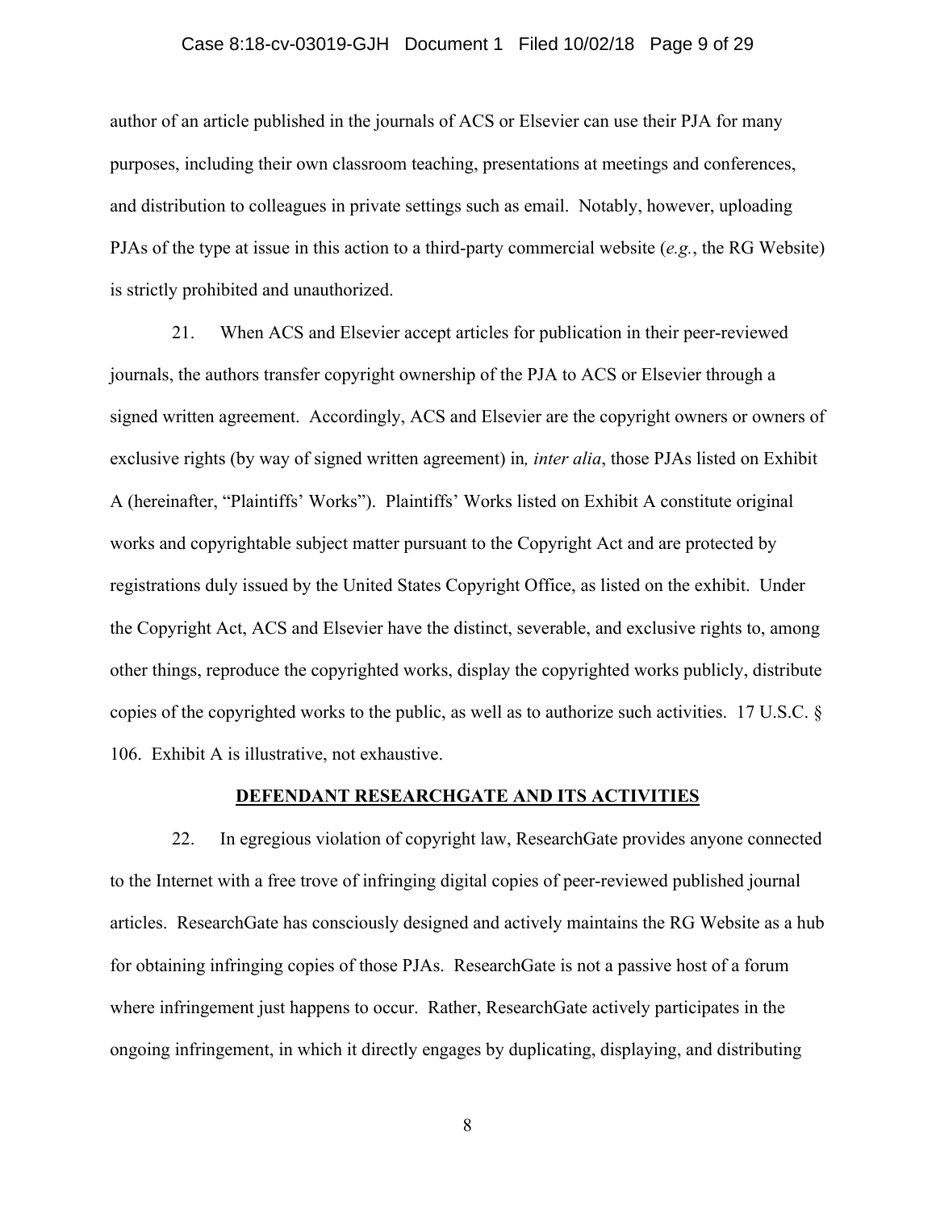author of an article published in the journals of ACS or Elsevier can use their PJA for many purposes, including their own classroom teaching, presentations at meetings and conferences, and distribution to colleagues in private settings such as email. Notably, however, uploading PJAs of the type at issue in this action to a third-party commercial website (*e.g.*, the RG Website) is strictly prohibited and unauthorized.

21. When ACS and Elsevier accept articles for publication in their peer-reviewed journals, the authors transfer copyright ownership of the PJA to ACS or Elsevier through a signed written agreement. Accordingly, ACS and Elsevier are the copyright owners or owners of exclusive rights (by way of signed written agreement) in*, inter alia*, those PJAs listed on Exhibit A (hereinafter, "Plaintiffs' Works"). Plaintiffs' Works listed on Exhibit A constitute original works and copyrightable subject matter pursuant to the Copyright Act and are protected by registrations duly issued by the United States Copyright Office, as listed on the exhibit. Under the Copyright Act, ACS and Elsevier have the distinct, severable, and exclusive rights to, among other things, reproduce the copyrighted works, display the copyrighted works publicly, distribute copies of the copyrighted works to the public, as well as to authorize such activities. 17 U.S.C. § 106. Exhibit A is illustrative, not exhaustive.

## DEFENDANT RESEARCHGATE AND ITS ACTIVITIES

22. In egregious violation of copyright law, ResearchGate provides anyone connected to the Internet with a free trove of infringing digital copies of peer-reviewed published journal articles. ResearchGate has consciously designed and actively maintains the RG Website as a hub for obtaining infringing copies of those PJAs. ResearchGate is not a passive host of a forum where infringement just happens to occur. Rather, ResearchGate actively participates in the ongoing infringement, in which it directly engages by duplicating, displaying, and distributing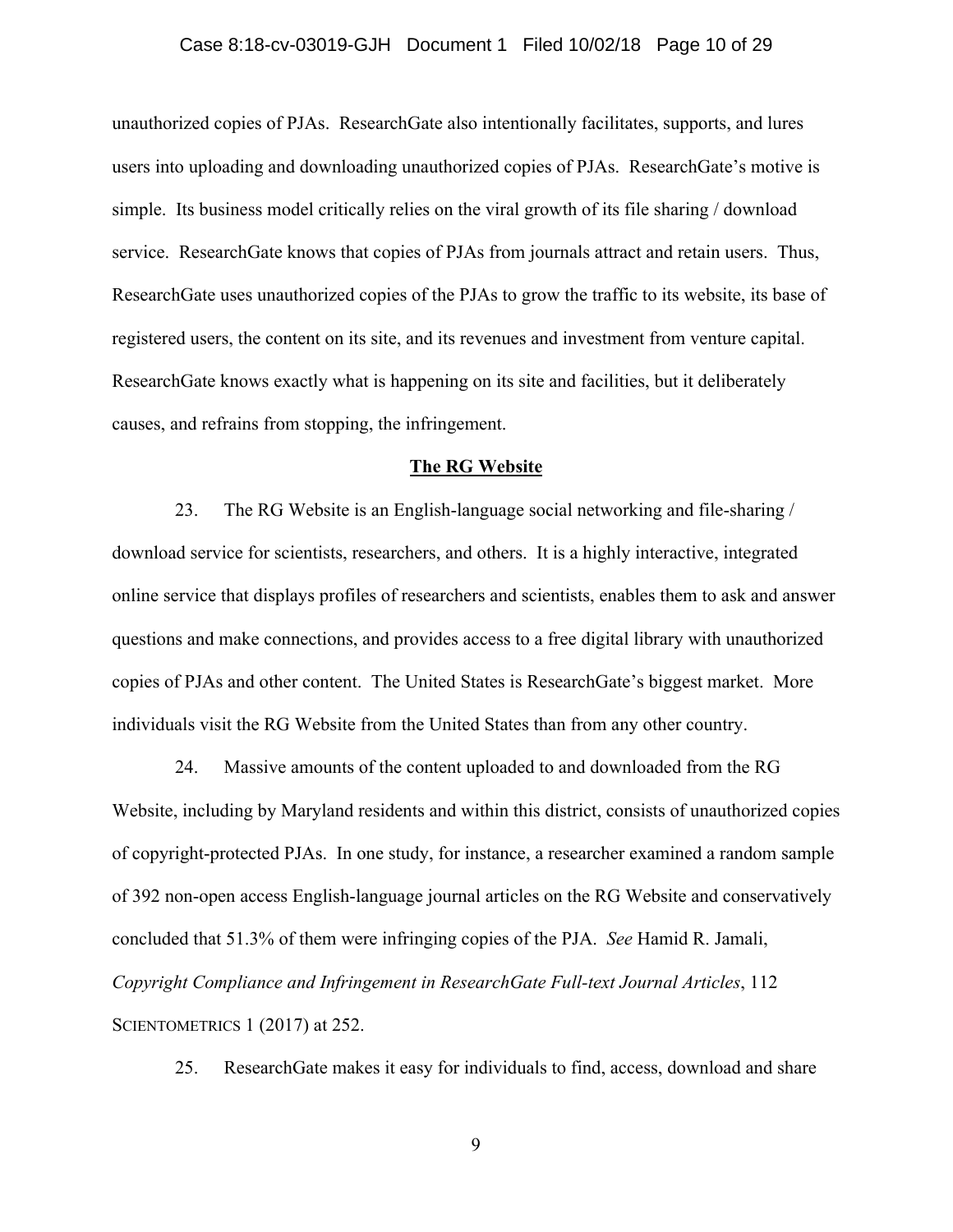unauthorized copies of PJAs. ResearchGate also intentionally facilitates, supports, and lures users into uploading and downloading unauthorized copies of PJAs. ResearchGate's motive is simple. Its business model critically relies on the viral growth of its file sharing / download service. ResearchGate knows that copies of PJAs from journals attract and retain users. Thus, ResearchGate uses unauthorized copies of the PJAs to grow the traffic to its website, its base of registered users, the content on its site, and its revenues and investment from venture capital. ResearchGate knows exactly what is happening on its site and facilities, but it deliberately causes, and refrains from stopping, the infringement.

## **The RG Website**

23. The RG Website is an English-language social networking and file-sharing / download service for scientists, researchers, and others. It is a highly interactive, integrated online service that displays profiles of researchers and scientists, enables them to ask and answer questions and make connections, and provides access to a free digital library with unauthorized copies of PJAs and other content. The United States is ResearchGate's biggest market. More individuals visit the RG Website from the United States than from any other country.

24. Massive amounts of the content uploaded to and downloaded from the RG Website, including by Maryland residents and within this district, consists of unauthorized copies of copyright-protected PJAs. In one study, for instance, a researcher examined a random sample of 392 non-open access English-language journal articles on the RG Website and conservatively concluded that 51.3% of them were infringing copies of the PJA. *See* Hamid R. Jamali, *Copyright Compliance and Infringement in ResearchGate Full-text Journal Articles*, 112 SCIENTOMETRICS 1 (2017) at 252.

25. ResearchGate makes it easy for individuals to find, access, download and share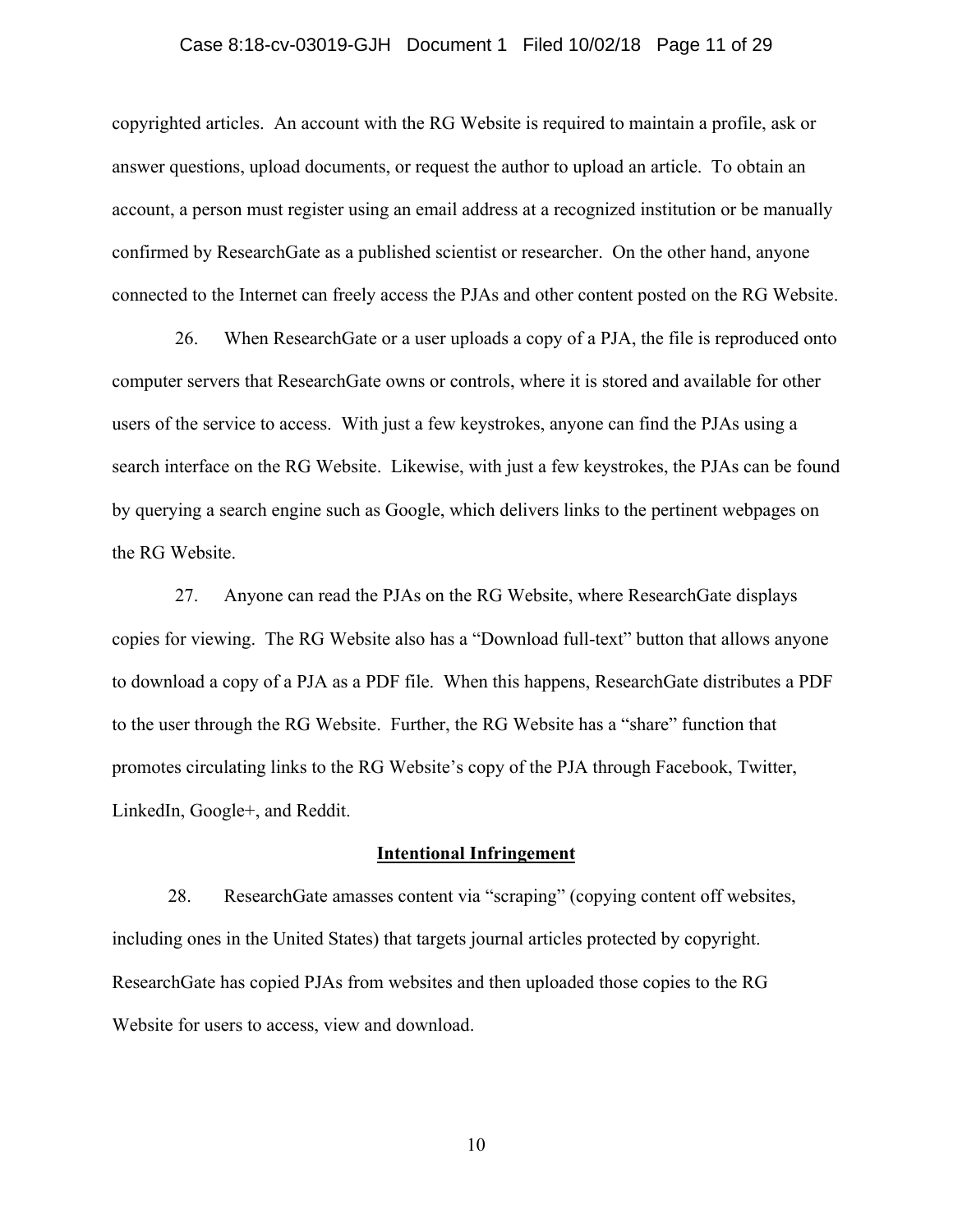copyrighted articles. An account with the RG Website is required to maintain a profile, ask or answer questions, upload documents, or request the author to upload an article. To obtain an account, a person must register using an email address at a recognized institution or be manually confirmed by ResearchGate as a published scientist or researcher. On the other hand, anyone connected to the Internet can freely access the PJAs and other content posted on the RG Website.

26. When ResearchGate or a user uploads a copy of a PJA, the file is reproduced onto computer servers that ResearchGate owns or controls, where it is stored and available for other users of the service to access. With just a few keystrokes, anyone can find the PJAs using a search interface on the RG Website. Likewise, with just a few keystrokes, the PJAs can be found by querying a search engine such as Google, which delivers links to the pertinent webpages on the RG Website.

27. Anyone can read the PJAs on the RG Website, where ResearchGate displays copies for viewing. The RG Website also has a "Download full-text" button that allows anyone to download a copy of a PJA as a PDF file. When this happens, ResearchGate distributes a PDF to the user through the RG Website. Further, the RG Website has a "share" function that promotes circulating links to the RG Website's copy of the PJA through Facebook, Twitter, LinkedIn, Google+, and Reddit.

**Intentional Infringement**

28. ResearchGate amasses content via "scraping" (copying content off websites, including ones in the United States) that targets journal articles protected by copyright. ResearchGate has copied PJAs from websites and then uploaded those copies to the RG Website for users to access, view and download.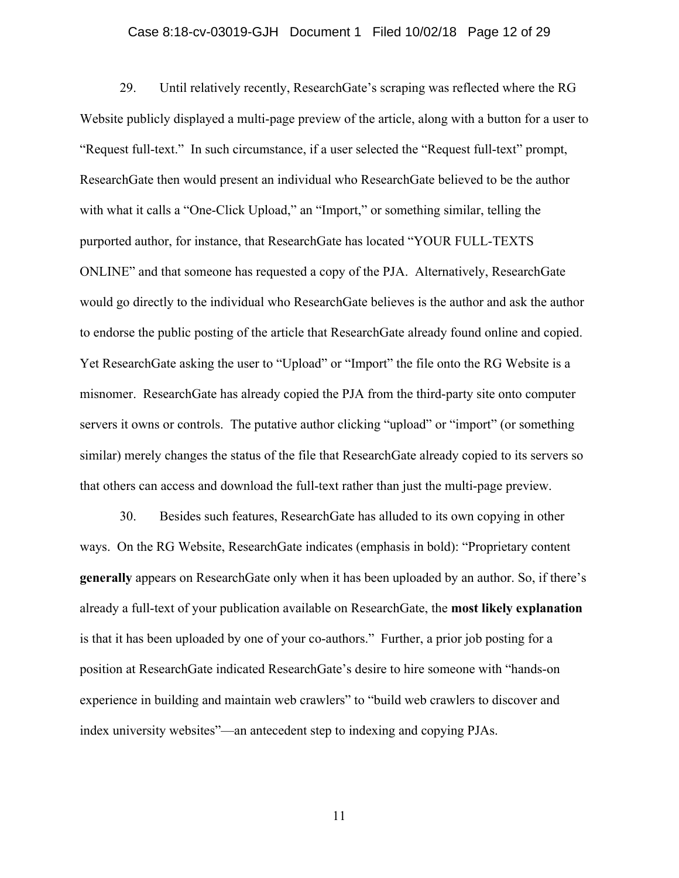29. Until relatively recently, ResearchGate's scraping was reflected where the RG Website publicly displayed a multi-page preview of the article, along with a button for a user to "Request full-text." In such circumstance, if a user selected the "Request full-text" prompt, ResearchGate then would present an individual who ResearchGate believed to be the author with what it calls a "One-Click Upload," an "Import," or something similar, telling the purported author, for instance, that ResearchGate has located "YOUR FULL-TEXTS ONLINE" and that someone has requested a copy of the PJA. Alternatively, ResearchGate would go directly to the individual who ResearchGate believes is the author and ask the author to endorse the public posting of the article that ResearchGate already found online and copied. Yet ResearchGate asking the user to "Upload" or "Import" the file onto the RG Website is a misnomer. ResearchGate has already copied the PJA from the third-party site onto computer servers it owns or controls. The putative author clicking "upload" or "import" (or something similar) merely changes the status of the file that ResearchGate already copied to its servers so that others can access and download the full-text rather than just the multi-page preview.

30. Besides such features, ResearchGate has alluded to its own copying in other ways. On the RG Website, ResearchGate indicates (emphasis in bold): "Proprietary content **generally** appears on ResearchGate only when it has been uploaded by an author. So, if there's already a full-text of your publication available on ResearchGate, the **most likely explanation** is that it has been uploaded by one of your co-authors." Further, a prior job posting for a position at ResearchGate indicated ResearchGate's desire to hire someone with "hands-on experience in building and maintain web crawlers" to "build web crawlers to discover and index university websites"—an antecedent step to indexing and copying PJAs.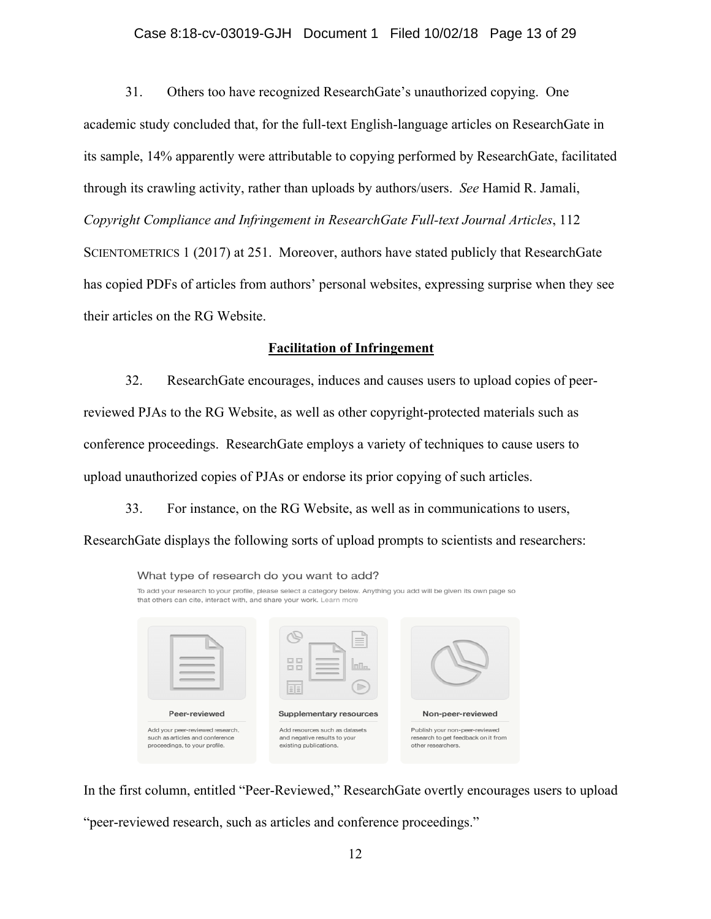31. Others too have recognized ResearchGate's unauthorized copying. One academic study concluded that, for the full-text English-language articles on ResearchGate in its sample, 14% apparently were attributable to copying performed by ResearchGate, facilitated through its crawling activity, rather than uploads by authors/users. *See* Hamid R. Jamali, *Copyright Compliance and Infringement in ResearchGate Full-text Journal Articles*, 112 SCIENTOMETRICS 1 (2017) at 251. Moreover, authors have stated publicly that ResearchGate has copied PDFs of articles from authors' personal websites, expressing surprise when they see their articles on the RG Website.

**Facilitation of Infringement**

32. ResearchGate encourages, induces and causes users to upload copies of peer-reviewed PJAs to the RG Website, as well as other copyright-protected materials such as conference proceedings. ResearchGate employs a variety of techniques to cause users to upload unauthorized copies of PJAs or endorse its prior copying of such articles.

33. For instance, on the RG Website, as well as in communications to users, ResearchGate displays the following sorts of upload prompts to scientists and researchers:

What type of research do you want to add?

To add your research to your profile, please select a category below. Anything you add will be given its own page so that others can cite, interact with, and share your work. Learn more

| Peer-reviewed | Supplementary resources | Non-peer-reviewed |
| --- | --- | --- |
| Add your peer-reviewed research, such as articles and conference proceedings, to your profile. | Add resources such as datasets and negative results to your existing publications. | Publish your non-peer-reviewed research to get feedback on it from other researchers. |

In the first column, entitled "Peer-Reviewed," ResearchGate overtly encourages users to upload "peer-reviewed research, such as articles and conference proceedings."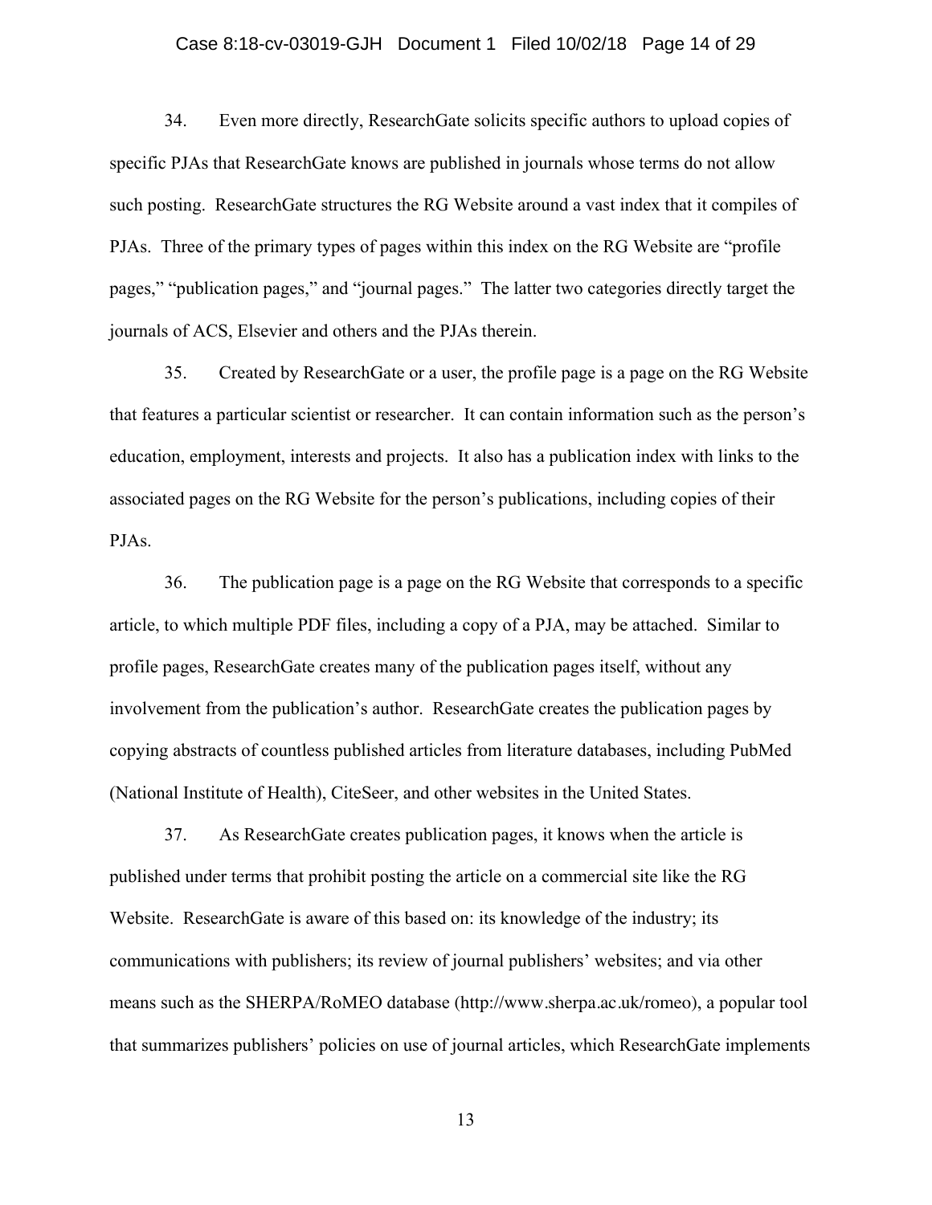34. Even more directly, ResearchGate solicits specific authors to upload copies of specific PJAs that ResearchGate knows are published in journals whose terms do not allow such posting. ResearchGate structures the RG Website around a vast index that it compiles of PJAs. Three of the primary types of pages within this index on the RG Website are "profile pages," "publication pages," and "journal pages." The latter two categories directly target the journals of ACS, Elsevier and others and the PJAs therein.

35. Created by ResearchGate or a user, the profile page is a page on the RG Website that features a particular scientist or researcher. It can contain information such as the person's education, employment, interests and projects. It also has a publication index with links to the associated pages on the RG Website for the person's publications, including copies of their PJAs.

36. The publication page is a page on the RG Website that corresponds to a specific article, to which multiple PDF files, including a copy of a PJA, may be attached. Similar to profile pages, ResearchGate creates many of the publication pages itself, without any involvement from the publication's author. ResearchGate creates the publication pages by copying abstracts of countless published articles from literature databases, including PubMed (National Institute of Health), CiteSeer, and other websites in the United States.

37. As ResearchGate creates publication pages, it knows when the article is published under terms that prohibit posting the article on a commercial site like the RG Website. ResearchGate is aware of this based on: its knowledge of the industry; its communications with publishers; its review of journal publishers' websites; and via other means such as the SHERPA/RoMEO database (http://www.sherpa.ac.uk/romeo), a popular tool that summarizes publishers' policies on use of journal articles, which ResearchGate implements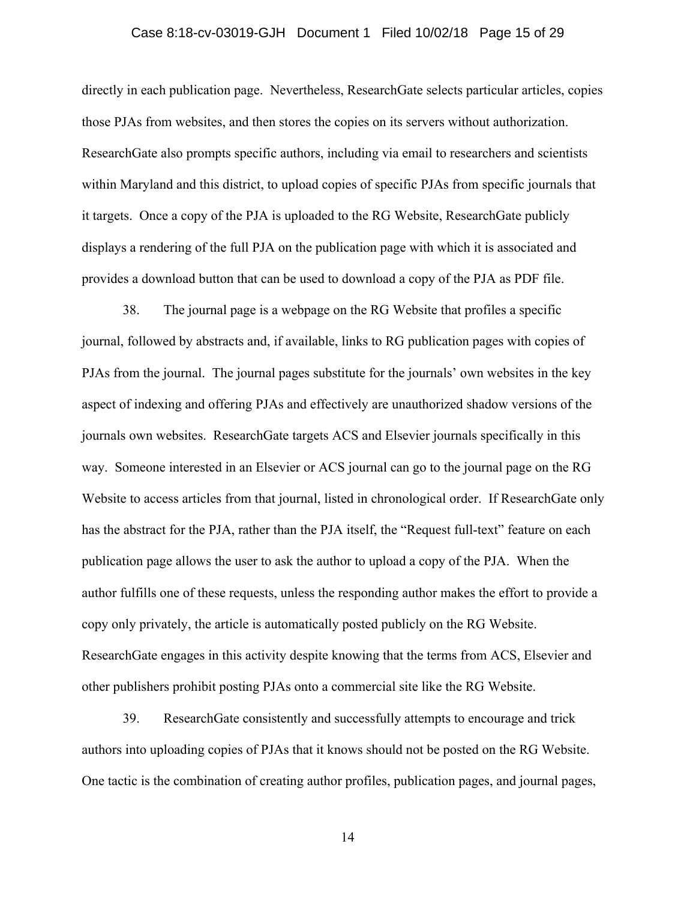directly in each publication page. Nevertheless, ResearchGate selects particular articles, copies those PJAs from websites, and then stores the copies on its servers without authorization. ResearchGate also prompts specific authors, including via email to researchers and scientists within Maryland and this district, to upload copies of specific PJAs from specific journals that it targets. Once a copy of the PJA is uploaded to the RG Website, ResearchGate publicly displays a rendering of the full PJA on the publication page with which it is associated and provides a download button that can be used to download a copy of the PJA as PDF file.

38. The journal page is a webpage on the RG Website that profiles a specific journal, followed by abstracts and, if available, links to RG publication pages with copies of PJAs from the journal. The journal pages substitute for the journals' own websites in the key aspect of indexing and offering PJAs and effectively are unauthorized shadow versions of the journals own websites. ResearchGate targets ACS and Elsevier journals specifically in this way. Someone interested in an Elsevier or ACS journal can go to the journal page on the RG Website to access articles from that journal, listed in chronological order. If ResearchGate only has the abstract for the PJA, rather than the PJA itself, the "Request full-text" feature on each publication page allows the user to ask the author to upload a copy of the PJA. When the author fulfills one of these requests, unless the responding author makes the effort to provide a copy only privately, the article is automatically posted publicly on the RG Website. ResearchGate engages in this activity despite knowing that the terms from ACS, Elsevier and other publishers prohibit posting PJAs onto a commercial site like the RG Website.

39. ResearchGate consistently and successfully attempts to encourage and trick authors into uploading copies of PJAs that it knows should not be posted on the RG Website. One tactic is the combination of creating author profiles, publication pages, and journal pages,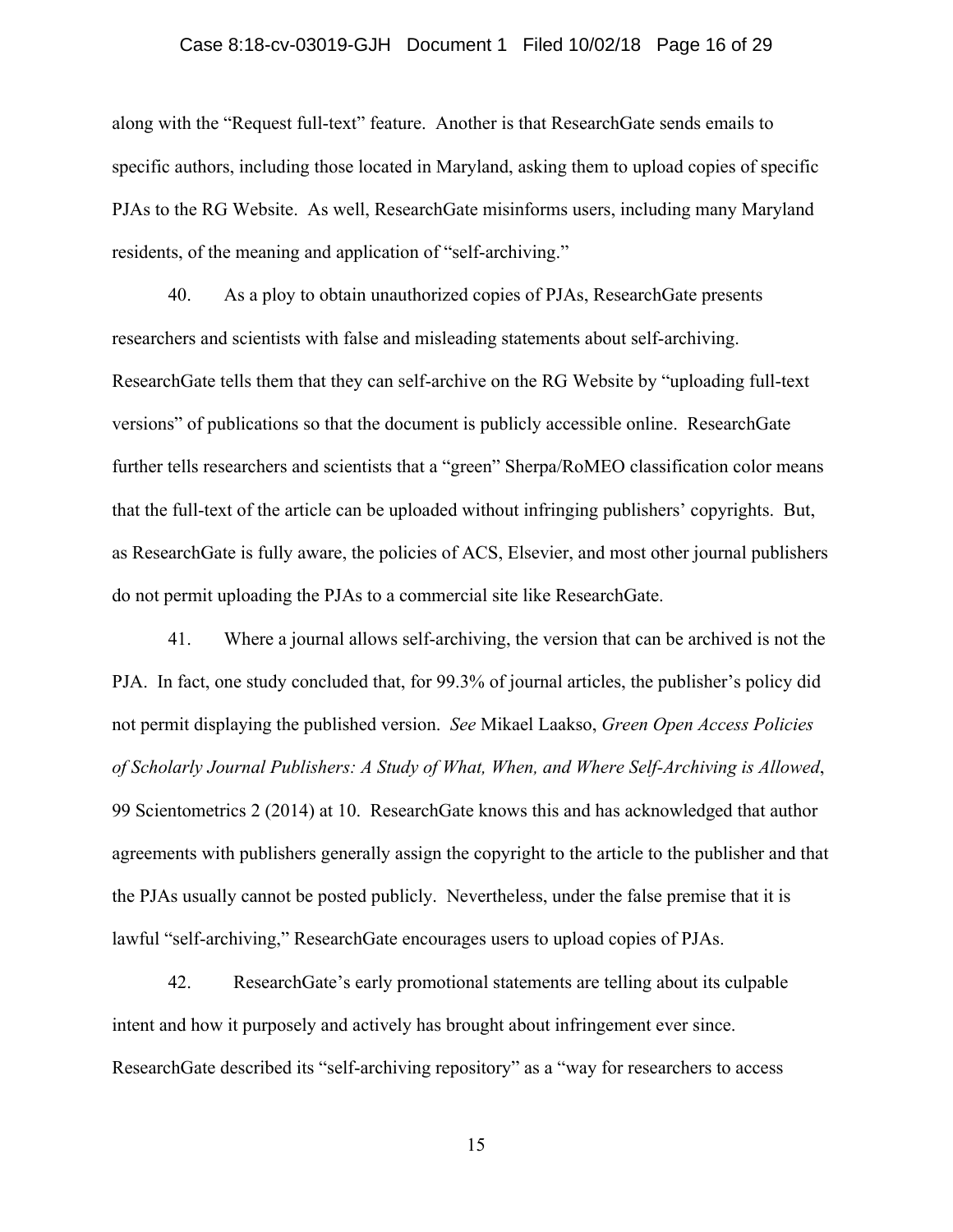along with the "Request full-text" feature. Another is that ResearchGate sends emails to specific authors, including those located in Maryland, asking them to upload copies of specific PJAs to the RG Website. As well, ResearchGate misinforms users, including many Maryland residents, of the meaning and application of "self-archiving."

40. As a ploy to obtain unauthorized copies of PJAs, ResearchGate presents researchers and scientists with false and misleading statements about self-archiving. ResearchGate tells them that they can self-archive on the RG Website by "uploading full-text versions" of publications so that the document is publicly accessible online. ResearchGate further tells researchers and scientists that a "green" Sherpa/RoMEO classification color means that the full-text of the article can be uploaded without infringing publishers' copyrights. But, as ResearchGate is fully aware, the policies of ACS, Elsevier, and most other journal publishers do not permit uploading the PJAs to a commercial site like ResearchGate.

41. Where a journal allows self-archiving, the version that can be archived is not the PJA. In fact, one study concluded that, for 99.3% of journal articles, the publisher's policy did not permit displaying the published version. *See* Mikael Laakso, *Green Open Access Policies of Scholarly Journal Publishers: A Study of What, When, and Where Self-Archiving is Allowed*, 99 Scientometrics 2 (2014) at 10. ResearchGate knows this and has acknowledged that author agreements with publishers generally assign the copyright to the article to the publisher and that the PJAs usually cannot be posted publicly. Nevertheless, under the false premise that it is lawful "self-archiving," ResearchGate encourages users to upload copies of PJAs.

42. ResearchGate's early promotional statements are telling about its culpable intent and how it purposely and actively has brought about infringement ever since. ResearchGate described its "self-archiving repository" as a "way for researchers to access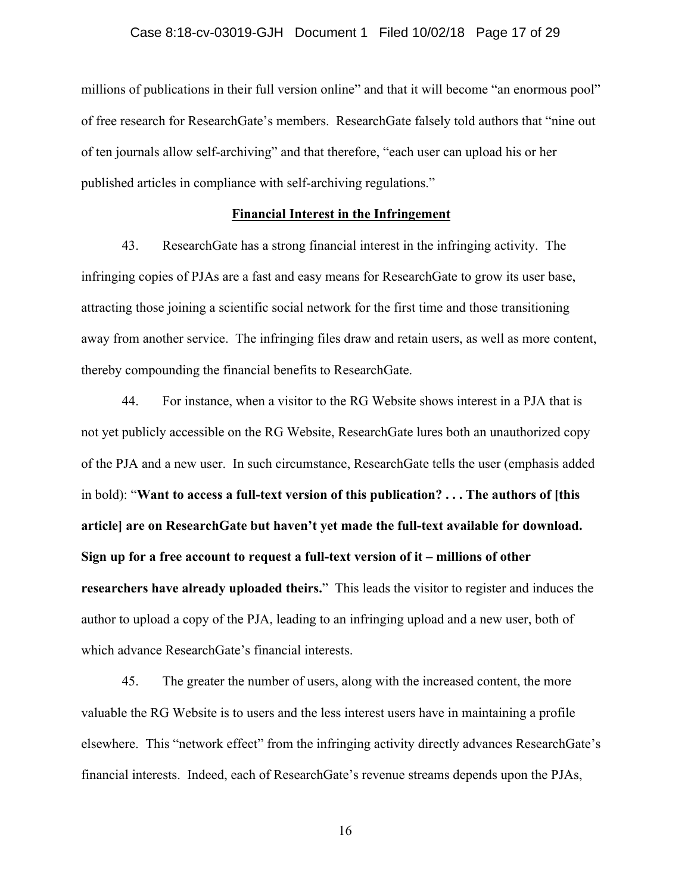millions of publications in their full version online" and that it will become "an enormous pool" of free research for ResearchGate's members. ResearchGate falsely told authors that "nine out of ten journals allow self-archiving" and that therefore, "each user can upload his or her published articles in compliance with self-archiving regulations."

**Financial Interest in the Infringement**

43. ResearchGate has a strong financial interest in the infringing activity. The infringing copies of PJAs are a fast and easy means for ResearchGate to grow its user base, attracting those joining a scientific social network for the first time and those transitioning away from another service. The infringing files draw and retain users, as well as more content, thereby compounding the financial benefits to ResearchGate.

44. For instance, when a visitor to the RG Website shows interest in a PJA that is not yet publicly accessible on the RG Website, ResearchGate lures both an unauthorized copy of the PJA and a new user. In such circumstance, ResearchGate tells the user (emphasis added in bold): "**Want to access a full-text version of this publication? . . . The authors of [this article] are on ResearchGate but haven't yet made the full-text available for download. Sign up for a free account to request a full-text version of it – millions of other researchers have already uploaded theirs.**" This leads the visitor to register and induces the author to upload a copy of the PJA, leading to an infringing upload and a new user, both of which advance ResearchGate's financial interests.

45. The greater the number of users, along with the increased content, the more valuable the RG Website is to users and the less interest users have in maintaining a profile elsewhere. This "network effect" from the infringing activity directly advances ResearchGate's financial interests. Indeed, each of ResearchGate's revenue streams depends upon the PJAs,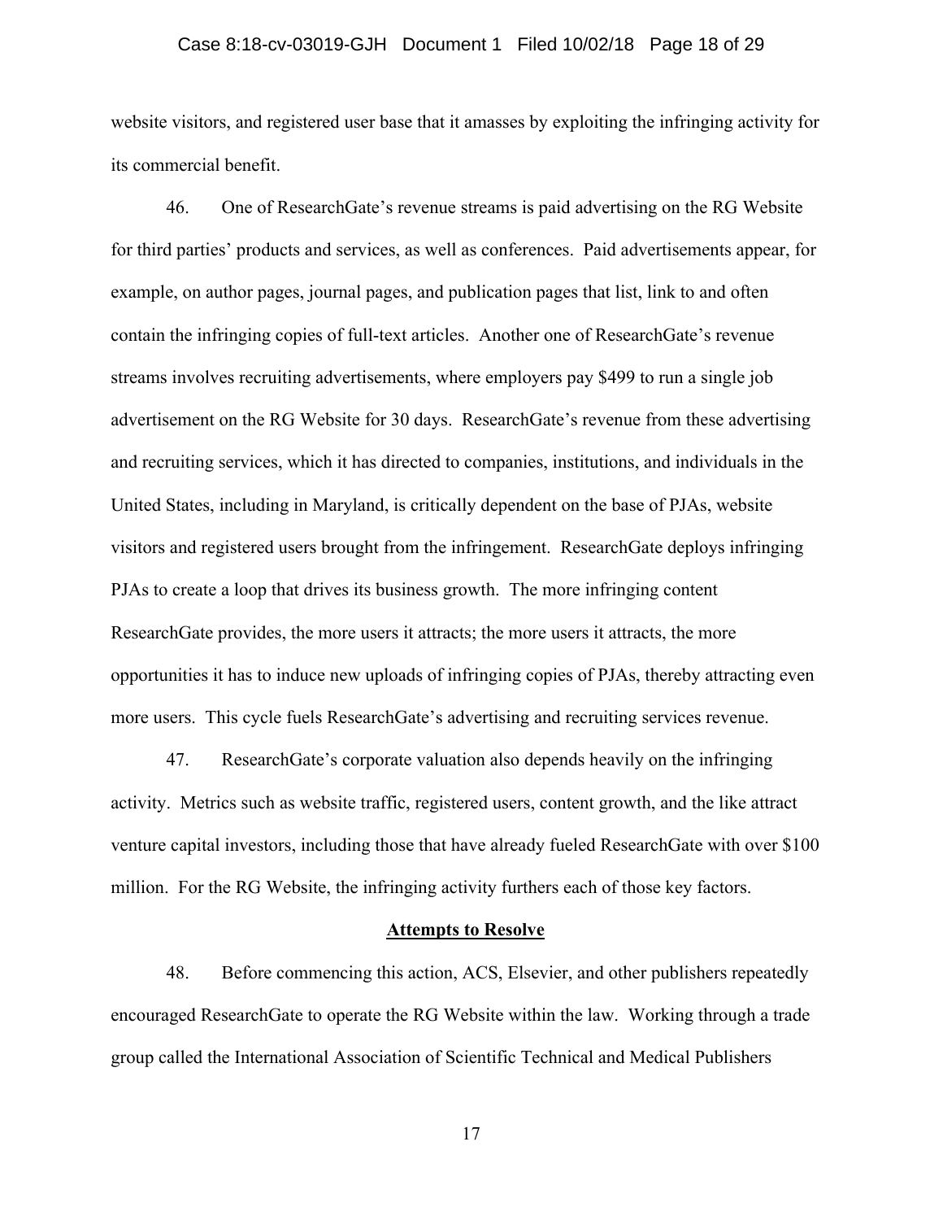website visitors, and registered user base that it amasses by exploiting the infringing activity for its commercial benefit.

46. One of ResearchGate's revenue streams is paid advertising on the RG Website for third parties' products and services, as well as conferences. Paid advertisements appear, for example, on author pages, journal pages, and publication pages that list, link to and often contain the infringing copies of full-text articles. Another one of ResearchGate's revenue streams involves recruiting advertisements, where employers pay $499 to run a single job advertisement on the RG Website for 30 days. ResearchGate's revenue from these advertising and recruiting services, which it has directed to companies, institutions, and individuals in the United States, including in Maryland, is critically dependent on the base of PJAs, website visitors and registered users brought from the infringement. ResearchGate deploys infringing PJAs to create a loop that drives its business growth. The more infringing content ResearchGate provides, the more users it attracts; the more users it attracts, the more opportunities it has to induce new uploads of infringing copies of PJAs, thereby attracting even more users. This cycle fuels ResearchGate's advertising and recruiting services revenue.

47. ResearchGate's corporate valuation also depends heavily on the infringing activity. Metrics such as website traffic, registered users, content growth, and the like attract venture capital investors, including those that have already fueled ResearchGate with over $100 million. For the RG Website, the infringing activity furthers each of those key factors.

## Attempts to Resolve

48. Before commencing this action, ACS, Elsevier, and other publishers repeatedly encouraged ResearchGate to operate the RG Website within the law. Working through a trade group called the International Association of Scientific Technical and Medical Publishers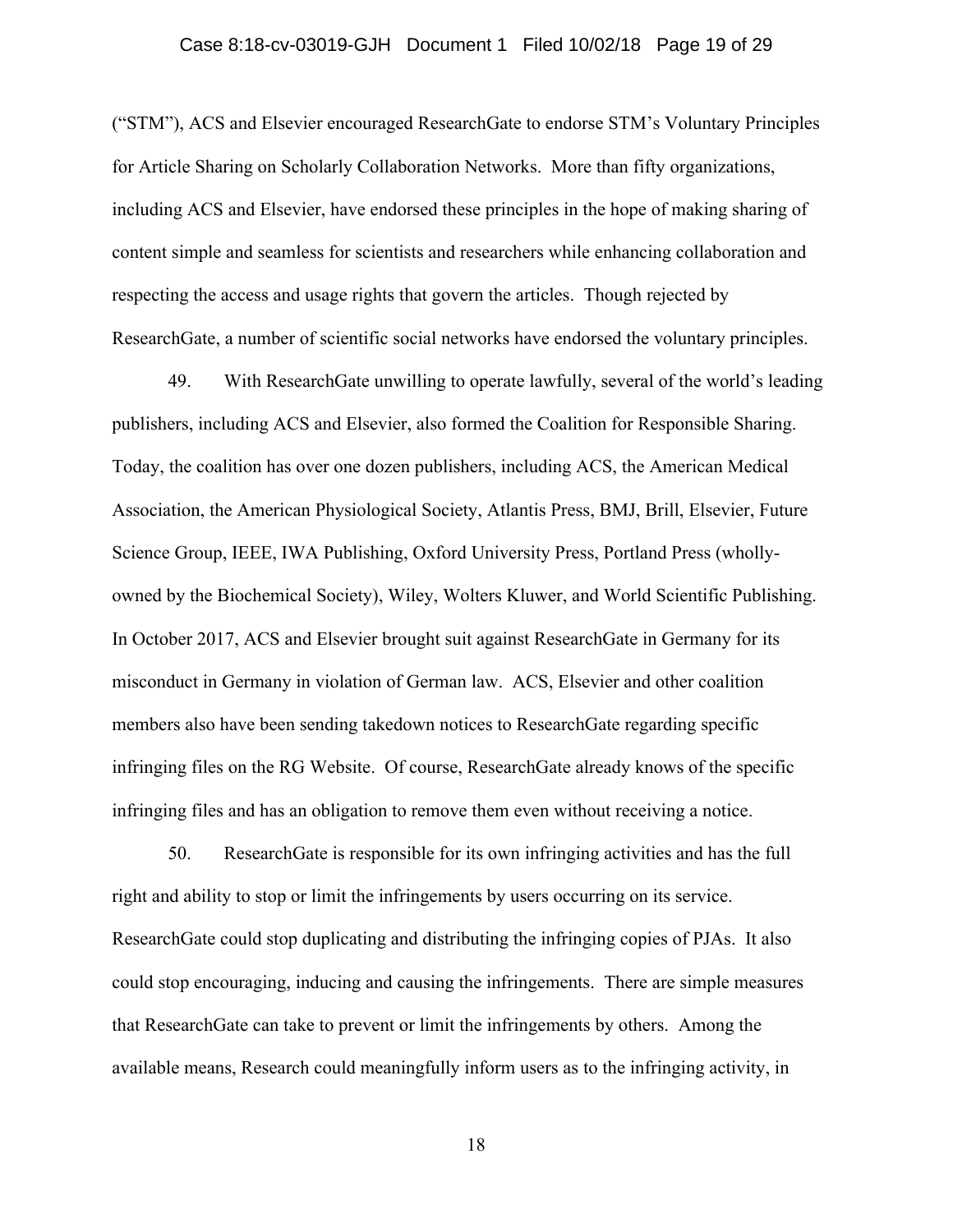("STM"), ACS and Elsevier encouraged ResearchGate to endorse STM's Voluntary Principles for Article Sharing on Scholarly Collaboration Networks. More than fifty organizations, including ACS and Elsevier, have endorsed these principles in the hope of making sharing of content simple and seamless for scientists and researchers while enhancing collaboration and respecting the access and usage rights that govern the articles. Though rejected by ResearchGate, a number of scientific social networks have endorsed the voluntary principles.

49. With ResearchGate unwilling to operate lawfully, several of the world's leading publishers, including ACS and Elsevier, also formed the Coalition for Responsible Sharing. Today, the coalition has over one dozen publishers, including ACS, the American Medical Association, the American Physiological Society, Atlantis Press, BMJ, Brill, Elsevier, Future Science Group, IEEE, IWA Publishing, Oxford University Press, Portland Press (wholly-owned by the Biochemical Society), Wiley, Wolters Kluwer, and World Scientific Publishing. In October 2017, ACS and Elsevier brought suit against ResearchGate in Germany for its misconduct in Germany in violation of German law. ACS, Elsevier and other coalition members also have been sending takedown notices to ResearchGate regarding specific infringing files on the RG Website. Of course, ResearchGate already knows of the specific infringing files and has an obligation to remove them even without receiving a notice.

50. ResearchGate is responsible for its own infringing activities and has the full right and ability to stop or limit the infringements by users occurring on its service. ResearchGate could stop duplicating and distributing the infringing copies of PJAs. It also could stop encouraging, inducing and causing the infringements. There are simple measures that ResearchGate can take to prevent or limit the infringements by others. Among the available means, Research could meaningfully inform users as to the infringing activity, in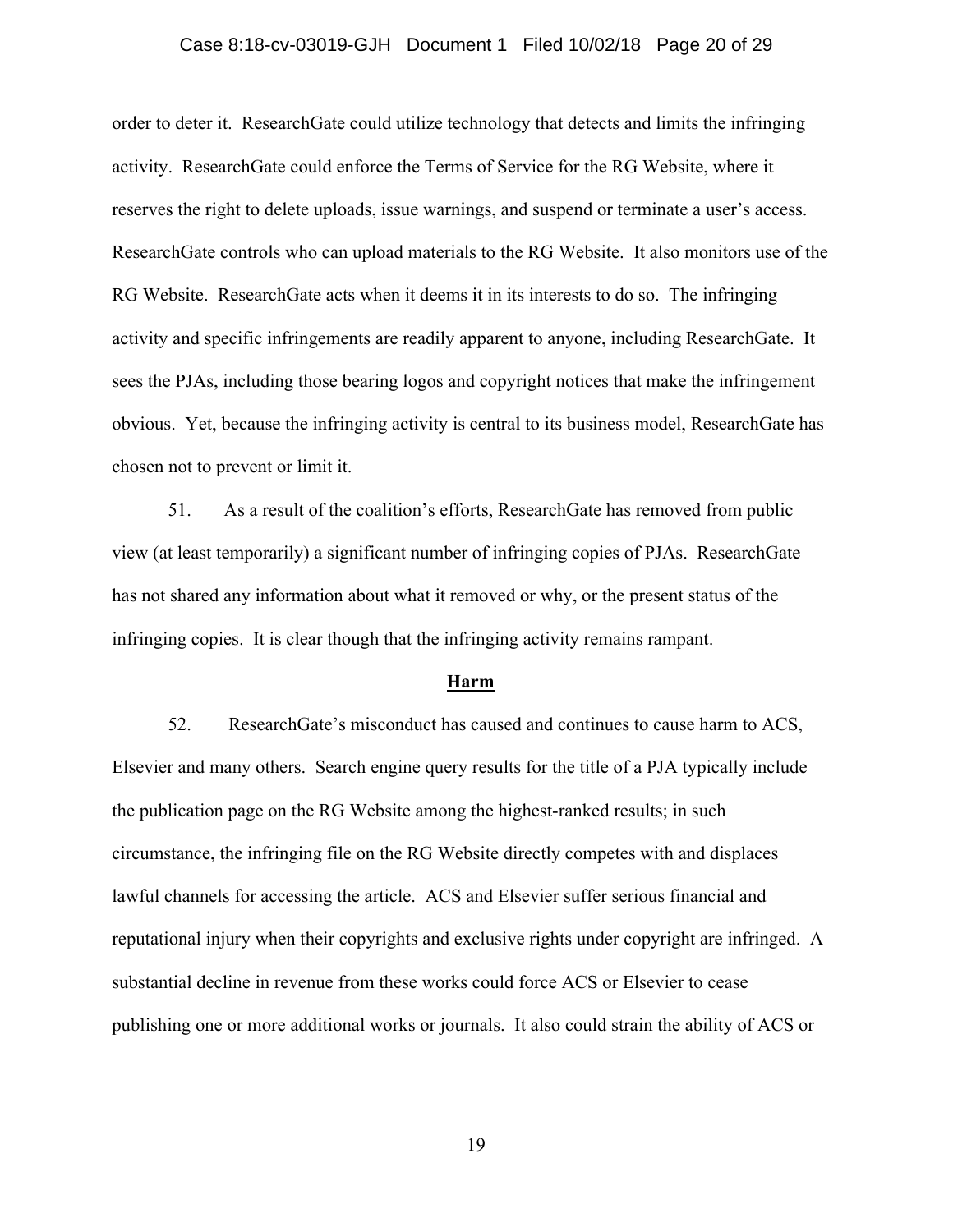order to deter it. ResearchGate could utilize technology that detects and limits the infringing activity. ResearchGate could enforce the Terms of Service for the RG Website, where it reserves the right to delete uploads, issue warnings, and suspend or terminate a user's access. ResearchGate controls who can upload materials to the RG Website. It also monitors use of the RG Website. ResearchGate acts when it deems it in its interests to do so. The infringing activity and specific infringements are readily apparent to anyone, including ResearchGate. It sees the PJAs, including those bearing logos and copyright notices that make the infringement obvious. Yet, because the infringing activity is central to its business model, ResearchGate has chosen not to prevent or limit it.

51. As a result of the coalition's efforts, ResearchGate has removed from public view (at least temporarily) a significant number of infringing copies of PJAs. ResearchGate has not shared any information about what it removed or why, or the present status of the infringing copies. It is clear though that the infringing activity remains rampant.

## Harm

52. ResearchGate's misconduct has caused and continues to cause harm to ACS, Elsevier and many others. Search engine query results for the title of a PJA typically include the publication page on the RG Website among the highest-ranked results; in such circumstance, the infringing file on the RG Website directly competes with and displaces lawful channels for accessing the article. ACS and Elsevier suffer serious financial and reputational injury when their copyrights and exclusive rights under copyright are infringed. A substantial decline in revenue from these works could force ACS or Elsevier to cease publishing one or more additional works or journals. It also could strain the ability of ACS or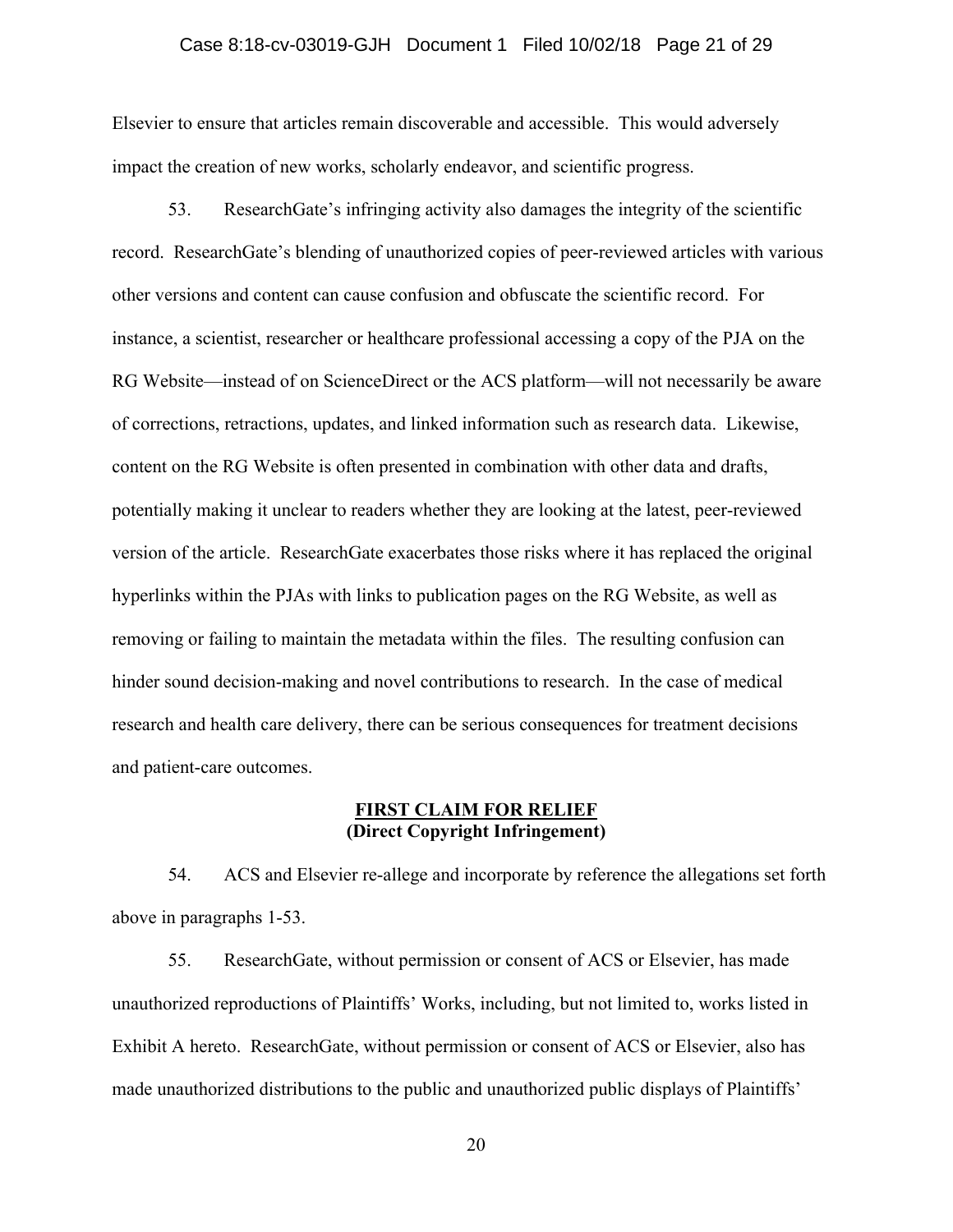Elsevier to ensure that articles remain discoverable and accessible. This would adversely impact the creation of new works, scholarly endeavor, and scientific progress.

53. ResearchGate's infringing activity also damages the integrity of the scientific record. ResearchGate's blending of unauthorized copies of peer-reviewed articles with various other versions and content can cause confusion and obfuscate the scientific record. For instance, a scientist, researcher or healthcare professional accessing a copy of the PJA on the RG Website—instead of on ScienceDirect or the ACS platform—will not necessarily be aware of corrections, retractions, updates, and linked information such as research data. Likewise, content on the RG Website is often presented in combination with other data and drafts, potentially making it unclear to readers whether they are looking at the latest, peer-reviewed version of the article. ResearchGate exacerbates those risks where it has replaced the original hyperlinks within the PJAs with links to publication pages on the RG Website, as well as removing or failing to maintain the metadata within the files. The resulting confusion can hinder sound decision-making and novel contributions to research. In the case of medical research and health care delivery, there can be serious consequences for treatment decisions and patient-care outcomes.

**FIRST CLAIM FOR RELIEF**
**(Direct Copyright Infringement)**

54. ACS and Elsevier re-allege and incorporate by reference the allegations set forth above in paragraphs 1-53.

55. ResearchGate, without permission or consent of ACS or Elsevier, has made unauthorized reproductions of Plaintiffs' Works, including, but not limited to, works listed in Exhibit A hereto. ResearchGate, without permission or consent of ACS or Elsevier, also has made unauthorized distributions to the public and unauthorized public displays of Plaintiffs'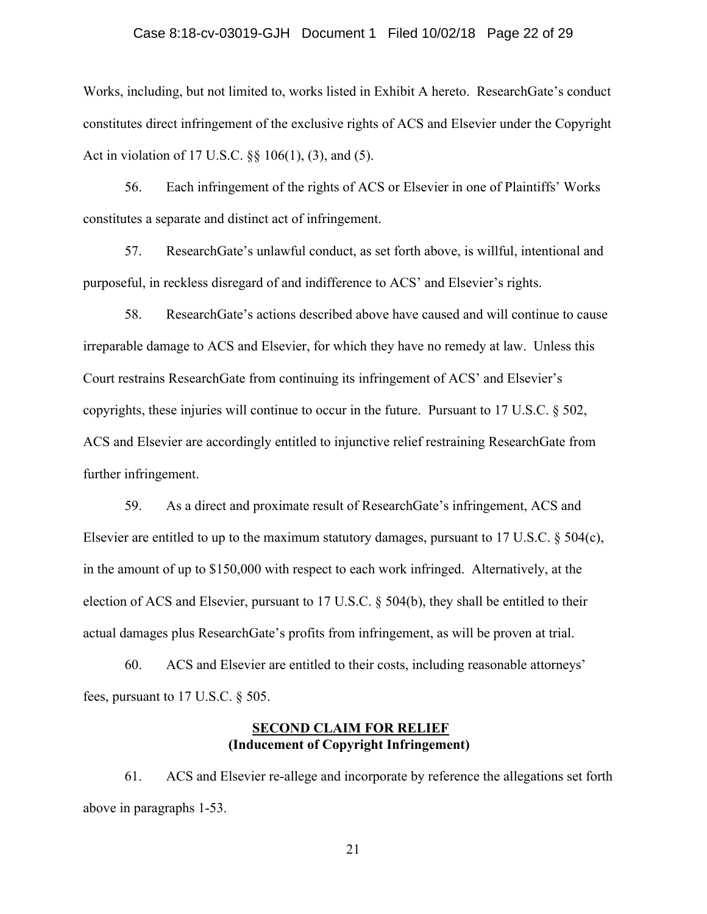Works, including, but not limited to, works listed in Exhibit A hereto. ResearchGate's conduct constitutes direct infringement of the exclusive rights of ACS and Elsevier under the Copyright Act in violation of 17 U.S.C. §§ 106(1), (3), and (5).

56. Each infringement of the rights of ACS or Elsevier in one of Plaintiffs' Works constitutes a separate and distinct act of infringement.

57. ResearchGate's unlawful conduct, as set forth above, is willful, intentional and purposeful, in reckless disregard of and indifference to ACS' and Elsevier's rights.

58. ResearchGate's actions described above have caused and will continue to cause irreparable damage to ACS and Elsevier, for which they have no remedy at law. Unless this Court restrains ResearchGate from continuing its infringement of ACS' and Elsevier's copyrights, these injuries will continue to occur in the future. Pursuant to 17 U.S.C. § 502, ACS and Elsevier are accordingly entitled to injunctive relief restraining ResearchGate from further infringement.

59. As a direct and proximate result of ResearchGate's infringement, ACS and Elsevier are entitled to up to the maximum statutory damages, pursuant to 17 U.S.C. § 504(c), in the amount of up to $150,000 with respect to each work infringed. Alternatively, at the election of ACS and Elsevier, pursuant to 17 U.S.C. § 504(b), they shall be entitled to their actual damages plus ResearchGate's profits from infringement, as will be proven at trial.

60. ACS and Elsevier are entitled to their costs, including reasonable attorneys' fees, pursuant to 17 U.S.C. § 505.

## SECOND CLAIM FOR RELIEF
**(Inducement of Copyright Infringement)**

61. ACS and Elsevier re-allege and incorporate by reference the allegations set forth above in paragraphs 1-53.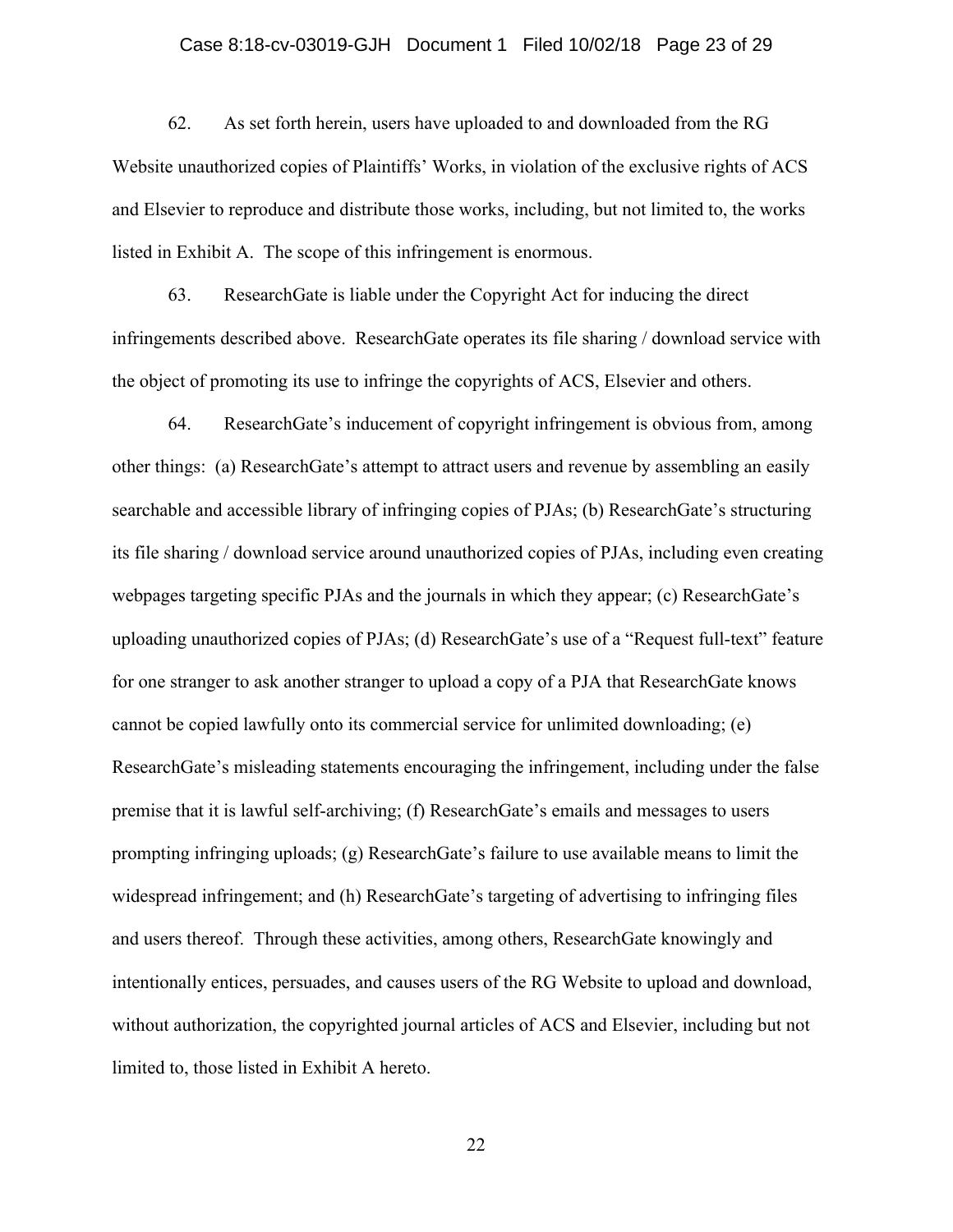62. As set forth herein, users have uploaded to and downloaded from the RG Website unauthorized copies of Plaintiffs' Works, in violation of the exclusive rights of ACS and Elsevier to reproduce and distribute those works, including, but not limited to, the works listed in Exhibit A. The scope of this infringement is enormous.

63. ResearchGate is liable under the Copyright Act for inducing the direct infringements described above. ResearchGate operates its file sharing / download service with the object of promoting its use to infringe the copyrights of ACS, Elsevier and others.

64. ResearchGate's inducement of copyright infringement is obvious from, among other things: (a) ResearchGate's attempt to attract users and revenue by assembling an easily searchable and accessible library of infringing copies of PJAs; (b) ResearchGate's structuring its file sharing / download service around unauthorized copies of PJAs, including even creating webpages targeting specific PJAs and the journals in which they appear; (c) ResearchGate's uploading unauthorized copies of PJAs; (d) ResearchGate's use of a "Request full-text" feature for one stranger to ask another stranger to upload a copy of a PJA that ResearchGate knows cannot be copied lawfully onto its commercial service for unlimited downloading; (e) ResearchGate's misleading statements encouraging the infringement, including under the false premise that it is lawful self-archiving; (f) ResearchGate's emails and messages to users prompting infringing uploads; (g) ResearchGate's failure to use available means to limit the widespread infringement; and (h) ResearchGate's targeting of advertising to infringing files and users thereof. Through these activities, among others, ResearchGate knowingly and intentionally entices, persuades, and causes users of the RG Website to upload and download, without authorization, the copyrighted journal articles of ACS and Elsevier, including but not limited to, those listed in Exhibit A hereto.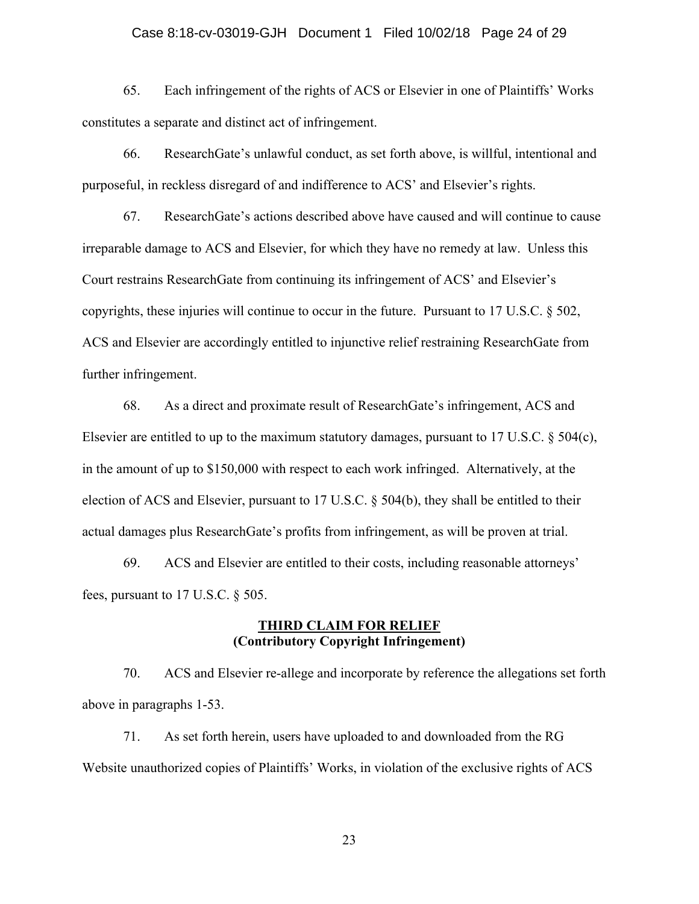65. Each infringement of the rights of ACS or Elsevier in one of Plaintiffs' Works constitutes a separate and distinct act of infringement.

66. ResearchGate's unlawful conduct, as set forth above, is willful, intentional and purposeful, in reckless disregard of and indifference to ACS' and Elsevier's rights.

67. ResearchGate's actions described above have caused and will continue to cause irreparable damage to ACS and Elsevier, for which they have no remedy at law. Unless this Court restrains ResearchGate from continuing its infringement of ACS' and Elsevier's copyrights, these injuries will continue to occur in the future. Pursuant to 17 U.S.C. § 502, ACS and Elsevier are accordingly entitled to injunctive relief restraining ResearchGate from further infringement.

68. As a direct and proximate result of ResearchGate's infringement, ACS and Elsevier are entitled to up to the maximum statutory damages, pursuant to 17 U.S.C. § 504(c), in the amount of up to $150,000 with respect to each work infringed. Alternatively, at the election of ACS and Elsevier, pursuant to 17 U.S.C. § 504(b), they shall be entitled to their actual damages plus ResearchGate's profits from infringement, as will be proven at trial.

69. ACS and Elsevier are entitled to their costs, including reasonable attorneys' fees, pursuant to 17 U.S.C. § 505.

## THIRD CLAIM FOR RELIEF
## (Contributory Copyright Infringement)

70. ACS and Elsevier re-allege and incorporate by reference the allegations set forth above in paragraphs 1-53.

71. As set forth herein, users have uploaded to and downloaded from the RG Website unauthorized copies of Plaintiffs' Works, in violation of the exclusive rights of ACS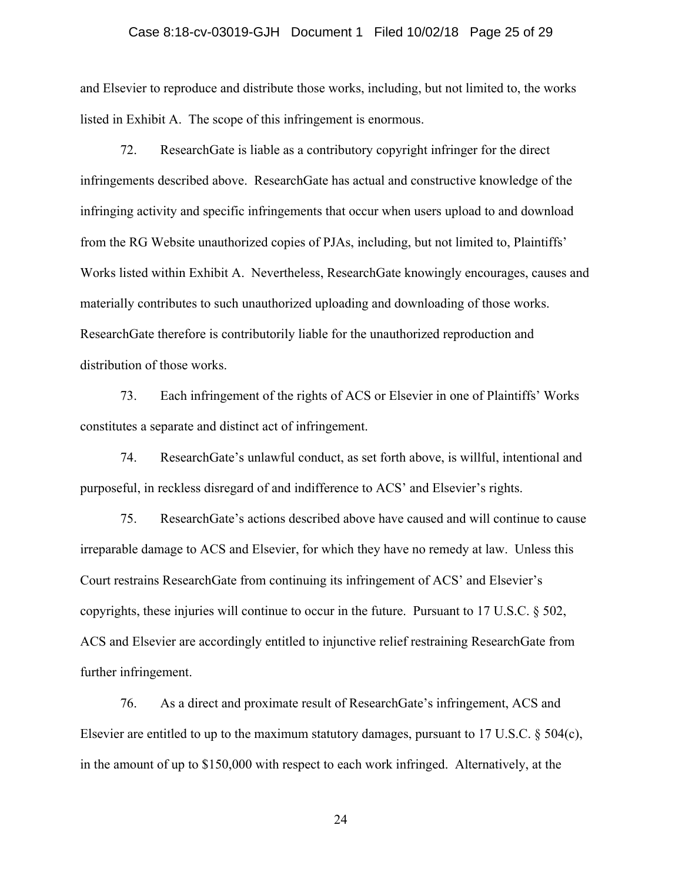and Elsevier to reproduce and distribute those works, including, but not limited to, the works listed in Exhibit A. The scope of this infringement is enormous.

72. ResearchGate is liable as a contributory copyright infringer for the direct infringements described above. ResearchGate has actual and constructive knowledge of the infringing activity and specific infringements that occur when users upload to and download from the RG Website unauthorized copies of PJAs, including, but not limited to, Plaintiffs' Works listed within Exhibit A. Nevertheless, ResearchGate knowingly encourages, causes and materially contributes to such unauthorized uploading and downloading of those works. ResearchGate therefore is contributorily liable for the unauthorized reproduction and distribution of those works.

73. Each infringement of the rights of ACS or Elsevier in one of Plaintiffs' Works constitutes a separate and distinct act of infringement.

74. ResearchGate's unlawful conduct, as set forth above, is willful, intentional and purposeful, in reckless disregard of and indifference to ACS' and Elsevier's rights.

75. ResearchGate's actions described above have caused and will continue to cause irreparable damage to ACS and Elsevier, for which they have no remedy at law. Unless this Court restrains ResearchGate from continuing its infringement of ACS' and Elsevier's copyrights, these injuries will continue to occur in the future. Pursuant to 17 U.S.C. § 502, ACS and Elsevier are accordingly entitled to injunctive relief restraining ResearchGate from further infringement.

76. As a direct and proximate result of ResearchGate's infringement, ACS and Elsevier are entitled to up to the maximum statutory damages, pursuant to 17 U.S.C. § 504(c), in the amount of up to $150,000 with respect to each work infringed. Alternatively, at the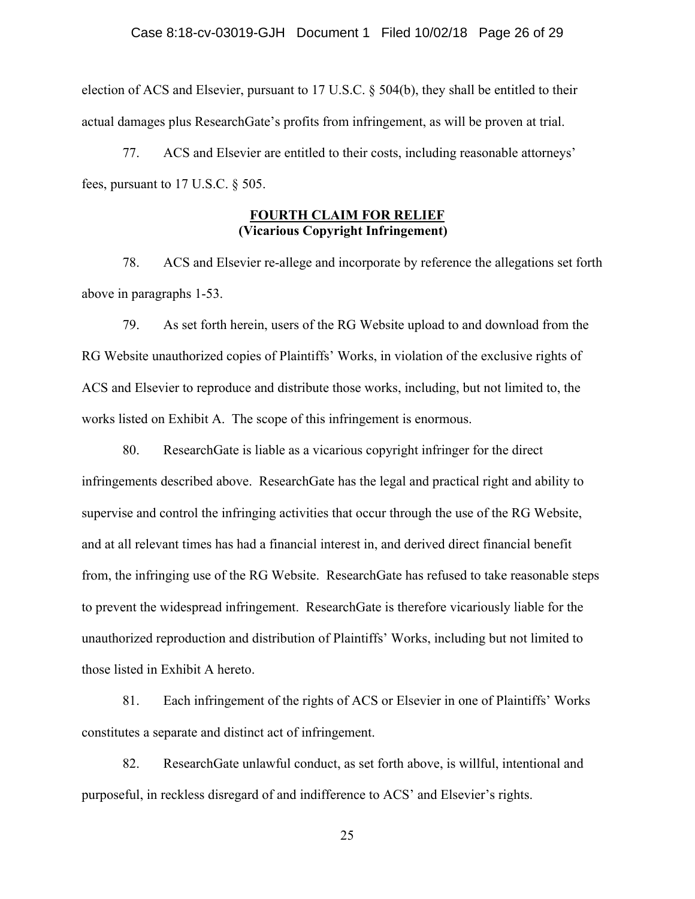election of ACS and Elsevier, pursuant to 17 U.S.C. § 504(b), they shall be entitled to their actual damages plus ResearchGate's profits from infringement, as will be proven at trial.

77. ACS and Elsevier are entitled to their costs, including reasonable attorneys' fees, pursuant to 17 U.S.C. § 505.

**FOURTH CLAIM FOR RELIEF**
**(Vicarious Copyright Infringement)**

78. ACS and Elsevier re-allege and incorporate by reference the allegations set forth above in paragraphs 1-53.

79. As set forth herein, users of the RG Website upload to and download from the RG Website unauthorized copies of Plaintiffs' Works, in violation of the exclusive rights of ACS and Elsevier to reproduce and distribute those works, including, but not limited to, the works listed on Exhibit A. The scope of this infringement is enormous.

80. ResearchGate is liable as a vicarious copyright infringer for the direct infringements described above. ResearchGate has the legal and practical right and ability to supervise and control the infringing activities that occur through the use of the RG Website, and at all relevant times has had a financial interest in, and derived direct financial benefit from, the infringing use of the RG Website. ResearchGate has refused to take reasonable steps to prevent the widespread infringement. ResearchGate is therefore vicariously liable for the unauthorized reproduction and distribution of Plaintiffs' Works, including but not limited to those listed in Exhibit A hereto.

81. Each infringement of the rights of ACS or Elsevier in one of Plaintiffs' Works constitutes a separate and distinct act of infringement.

82. ResearchGate unlawful conduct, as set forth above, is willful, intentional and purposeful, in reckless disregard of and indifference to ACS' and Elsevier's rights.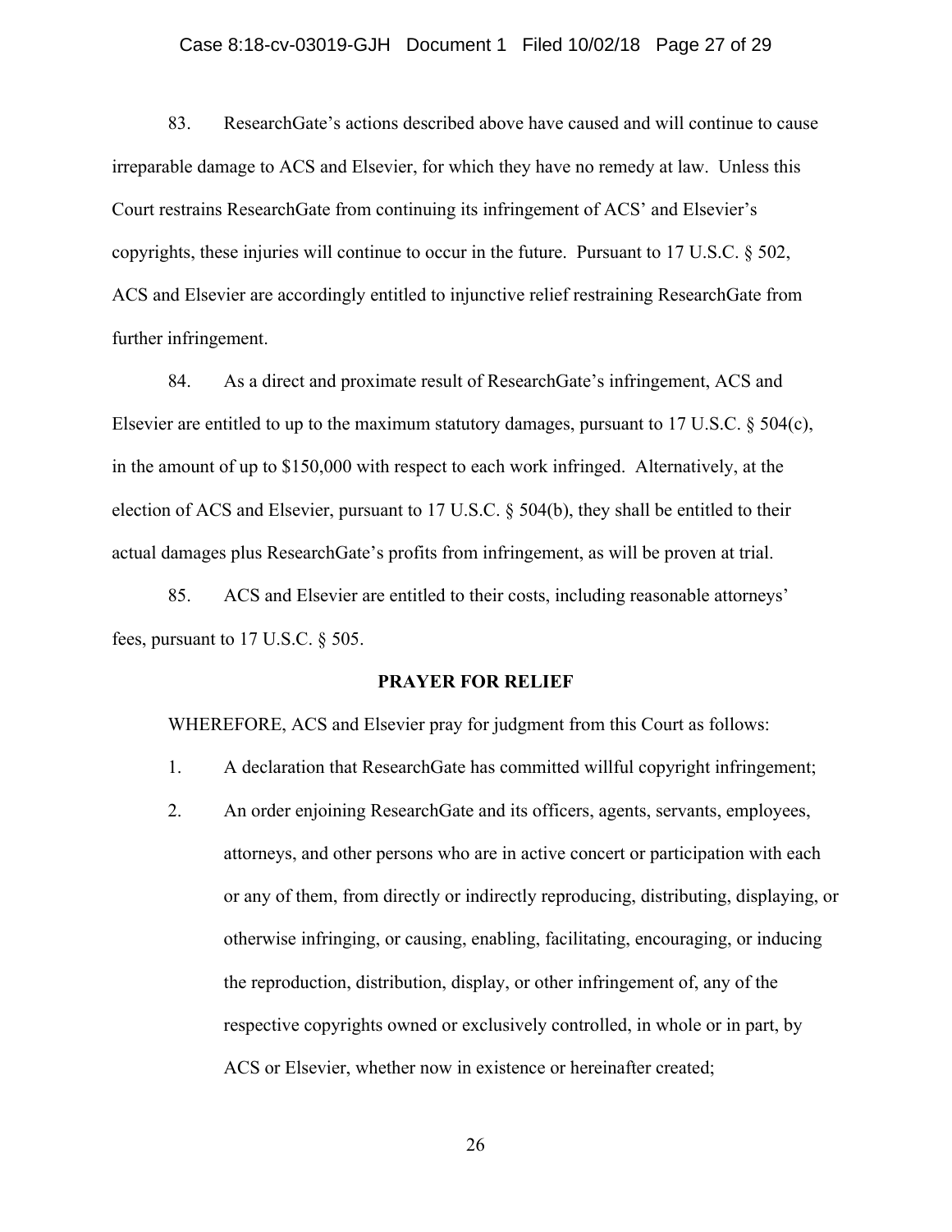83. ResearchGate's actions described above have caused and will continue to cause irreparable damage to ACS and Elsevier, for which they have no remedy at law. Unless this Court restrains ResearchGate from continuing its infringement of ACS' and Elsevier's copyrights, these injuries will continue to occur in the future. Pursuant to 17 U.S.C. § 502, ACS and Elsevier are accordingly entitled to injunctive relief restraining ResearchGate from further infringement.

84. As a direct and proximate result of ResearchGate's infringement, ACS and Elsevier are entitled to up to the maximum statutory damages, pursuant to 17 U.S.C. § 504(c), in the amount of up to $150,000 with respect to each work infringed. Alternatively, at the election of ACS and Elsevier, pursuant to 17 U.S.C. § 504(b), they shall be entitled to their actual damages plus ResearchGate's profits from infringement, as will be proven at trial.

85. ACS and Elsevier are entitled to their costs, including reasonable attorneys' fees, pursuant to 17 U.S.C. § 505.

**PRAYER FOR RELIEF**

WHEREFORE, ACS and Elsevier pray for judgment from this Court as follows:

1. A declaration that ResearchGate has committed willful copyright infringement;
2. An order enjoining ResearchGate and its officers, agents, servants, employees, attorneys, and other persons who are in active concert or participation with each or any of them, from directly or indirectly reproducing, distributing, displaying, or otherwise infringing, or causing, enabling, facilitating, encouraging, or inducing the reproduction, distribution, display, or other infringement of, any of the respective copyrights owned or exclusively controlled, in whole or in part, by ACS or Elsevier, whether now in existence or hereinafter created;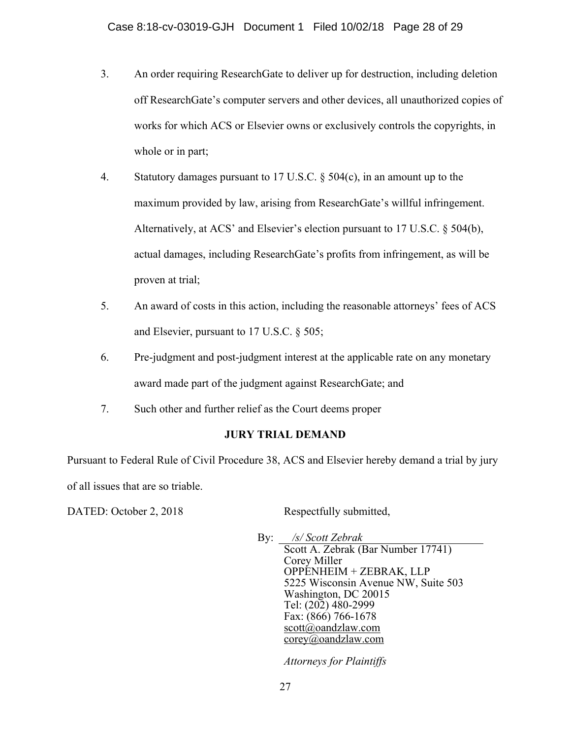3. An order requiring ResearchGate to deliver up for destruction, including deletion off ResearchGate's computer servers and other devices, all unauthorized copies of works for which ACS or Elsevier owns or exclusively controls the copyrights, in whole or in part;

4. Statutory damages pursuant to 17 U.S.C. § 504(c), in an amount up to the maximum provided by law, arising from ResearchGate's willful infringement. Alternatively, at ACS' and Elsevier's election pursuant to 17 U.S.C. § 504(b), actual damages, including ResearchGate's profits from infringement, as will be proven at trial;

5. An award of costs in this action, including the reasonable attorneys' fees of ACS and Elsevier, pursuant to 17 U.S.C. § 505;

6. Pre-judgment and post-judgment interest at the applicable rate on any monetary award made part of the judgment against ResearchGate; and

7. Such other and further relief as the Court deems proper

**JURY TRIAL DEMAND**

Pursuant to Federal Rule of Civil Procedure 38, ACS and Elsevier hereby demand a trial by jury of all issues that are so triable.

DATED: October 2, 2018

Respectfully submitted,

By: *\/s/ Scott Zebrak*

Scott A. Zebrak (Bar Number 17741)
Corey Miller
OPPENHEIM + ZEBRAK, LLP
5225 Wisconsin Avenue NW, Suite 503
Washington, DC 20015
Tel: (202) 480-2999
Fax: (866) 766-1678
scott@oandzlaw.com
corey@oandzlaw.com

*Attorneys for Plaintiffs*